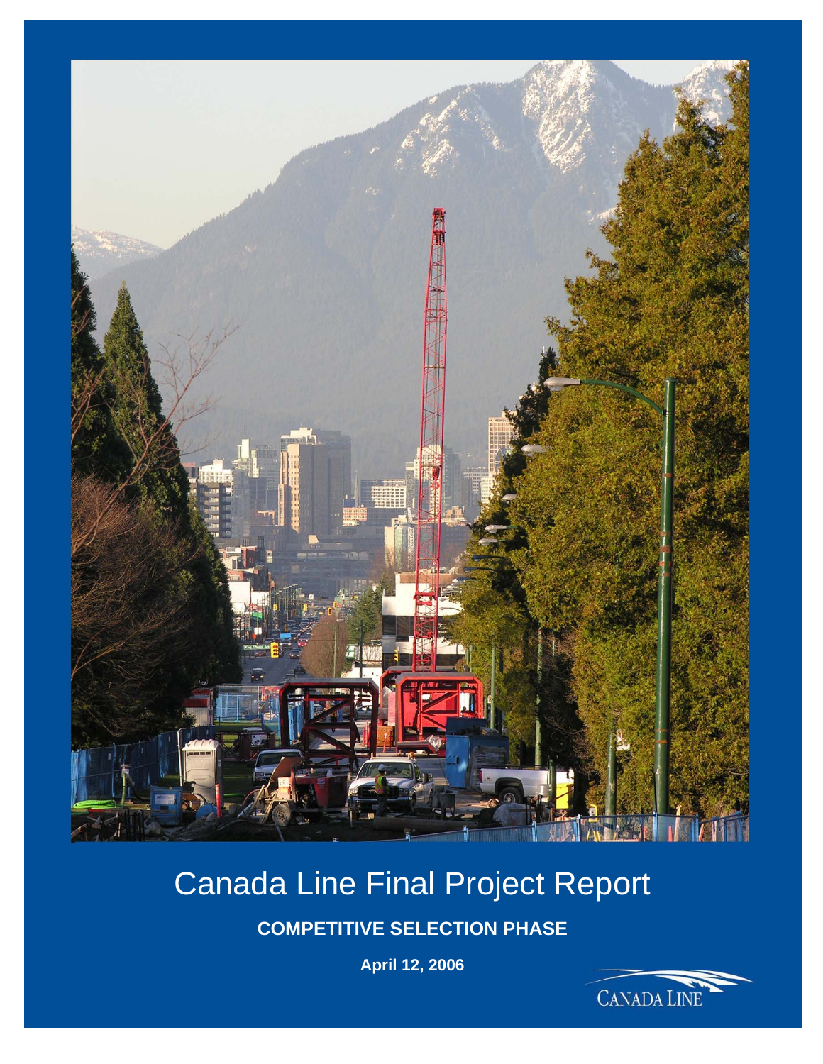# Canada Line Final Project Report

**COMPETITIVE SELECTION PHASE**

**April 12, 2006**

CANADA LINE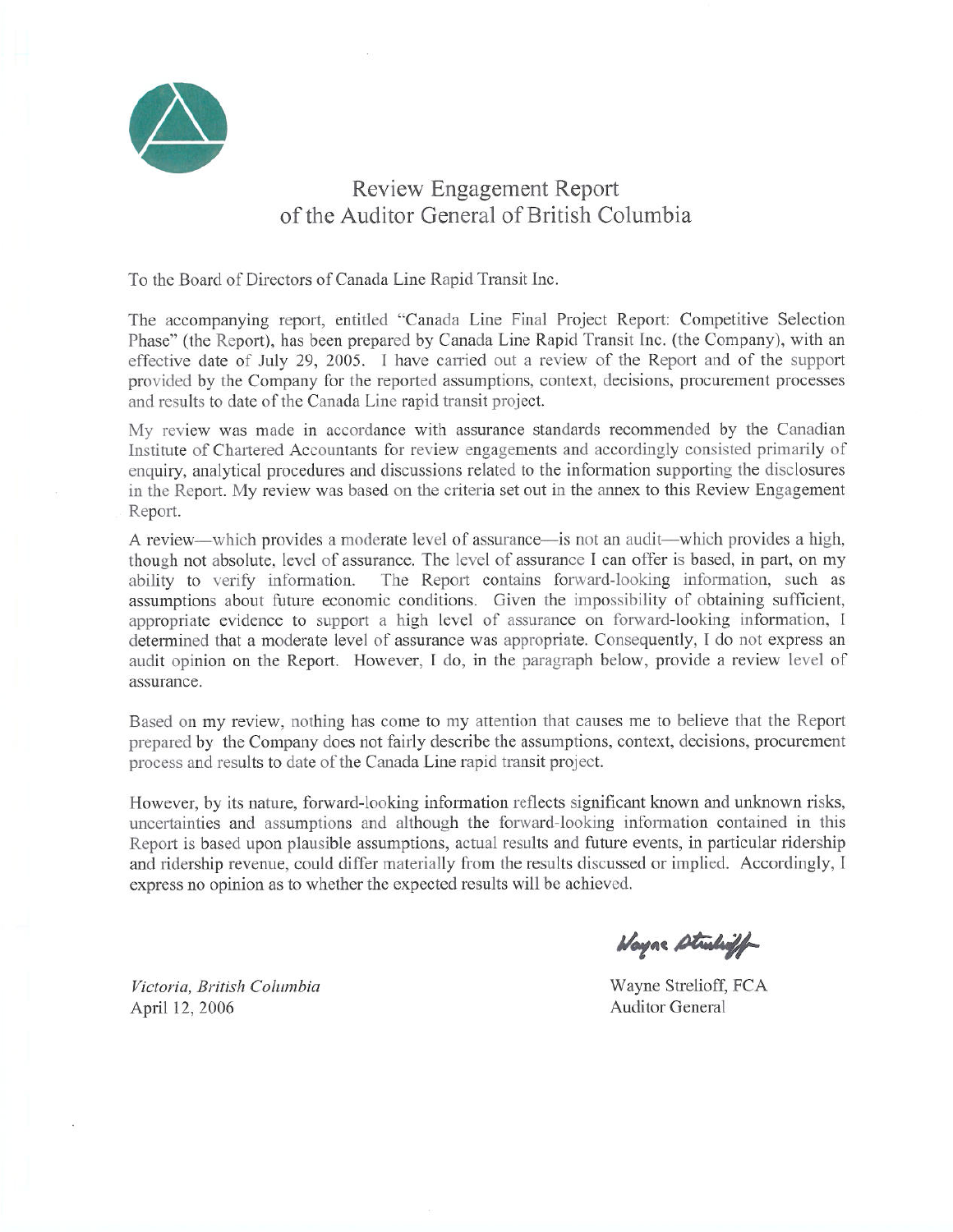# Review Engagement Report of the Auditor General of British Columbia

To the Board of Directors of Canada Line Rapid Transit Inc.

The accompanying report, entitled "Canada Line Final Project Report: Competitive Selection Phase" (the Report), has been prepared by Canada Line Rapid Transit Inc. (the Company), with an effective date of July 29, 2005. I have carried out a review of the Report and of the support provided by the Company for the reported assumptions, context, decisions, procurement processes and results to date of the Canada Line rapid transit project.

My review was made in accordance with assurance standards recommended by the Canadian Institute of Chartered Accountants for review engagements and accordingly consisted primarily of enquiry, analytical procedures and discussions related to the information supporting the disclosures in the Report. My review was based on the criteria set out in the annex to this Review Engagement Report.

A review—which provides a moderate level of assurance—is not an audit—which provides a high, though not absolute, level of assurance. The level of assurance I can offer is based, in part, on my ability to verify information. The Report contains forward-looking information, such as assumptions about future economic conditions. Given the impossibility of obtaining sufficient, appropriate evidence to support a high level of assurance on forward-looking information, I determined that a moderate level of assurance was appropriate. Consequently, I do not express an audit opinion on the Report. However, I do, in the paragraph below, provide a review level of assurance.

Based on my review, nothing has come to my attention that causes me to believe that the Report prepared by the Company does not fairly describe the assumptions, context, decisions, procurement process and results to date of the Canada Line rapid transit project.

However, by its nature, forward-looking information reflects significant known and unknown risks, uncertainties and assumptions and although the forward-looking information contained in this Report is based upon plausible assumptions, actual results and future events, in particular ridership and ridership revenue, could differ materially from the results discussed or implied. Accordingly, I express no opinion as to whether the expected results will be achieved.

*Victoria, British Columbia*
April 12, 2006

Wayne Strelioff, FCA
Auditor General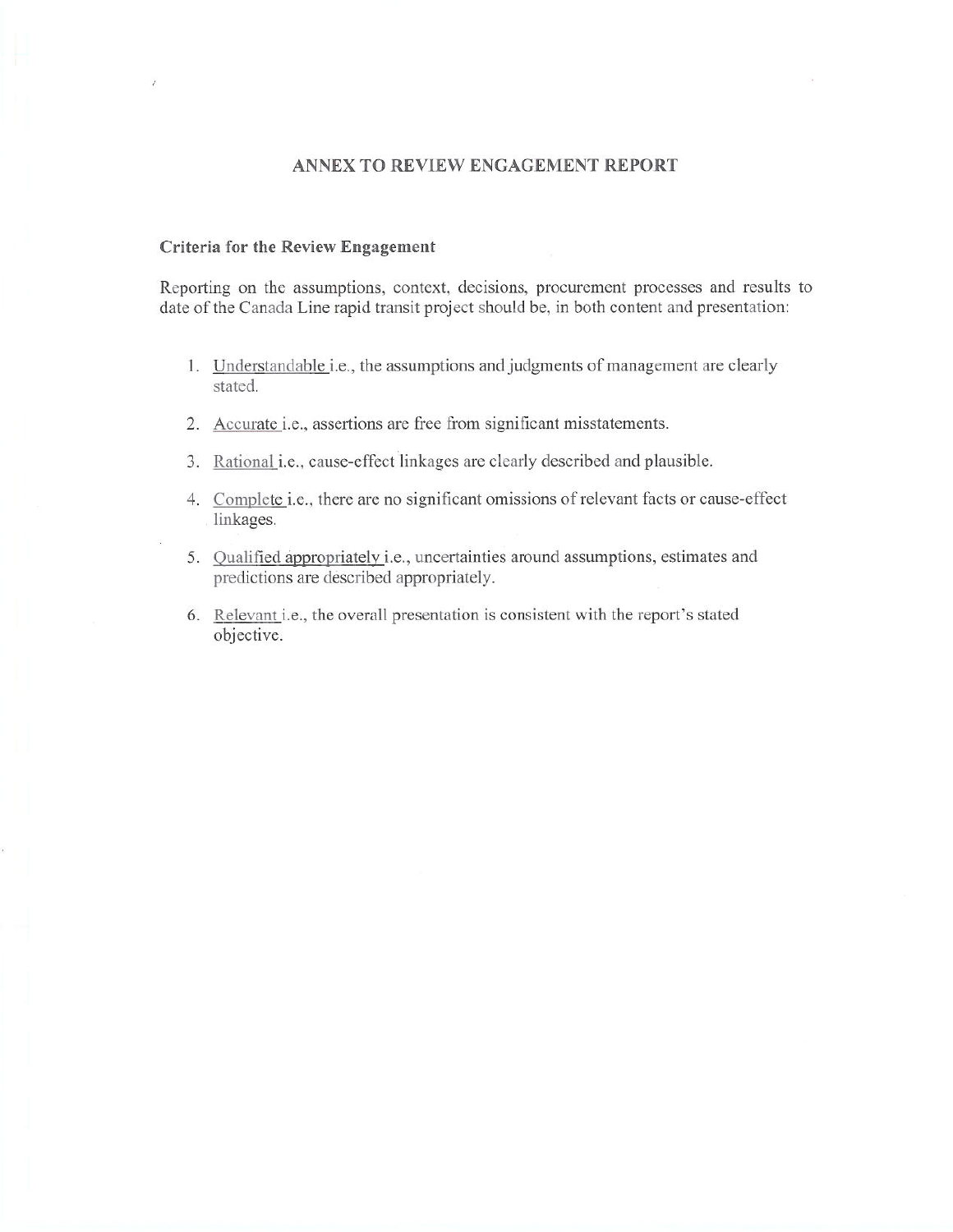# ANNEX TO REVIEW ENGAGEMENT REPORT

### Criteria for the Review Engagement

Reporting on the assumptions, context, decisions, procurement processes and results to date of the Canada Line rapid transit project should be, in both content and presentation:

1. Understandable i.e., the assumptions and judgments of management are clearly stated.
2. Accurate i.e., assertions are free from significant misstatements.
3. Rational i.e., cause-effect linkages are clearly described and plausible.
4. Complete i.e., there are no significant omissions of relevant facts or cause-effect linkages.
5. Qualified appropriately i.e., uncertainties around assumptions, estimates and predictions are described appropriately.
6. Relevant i.e., the overall presentation is consistent with the report's stated objective.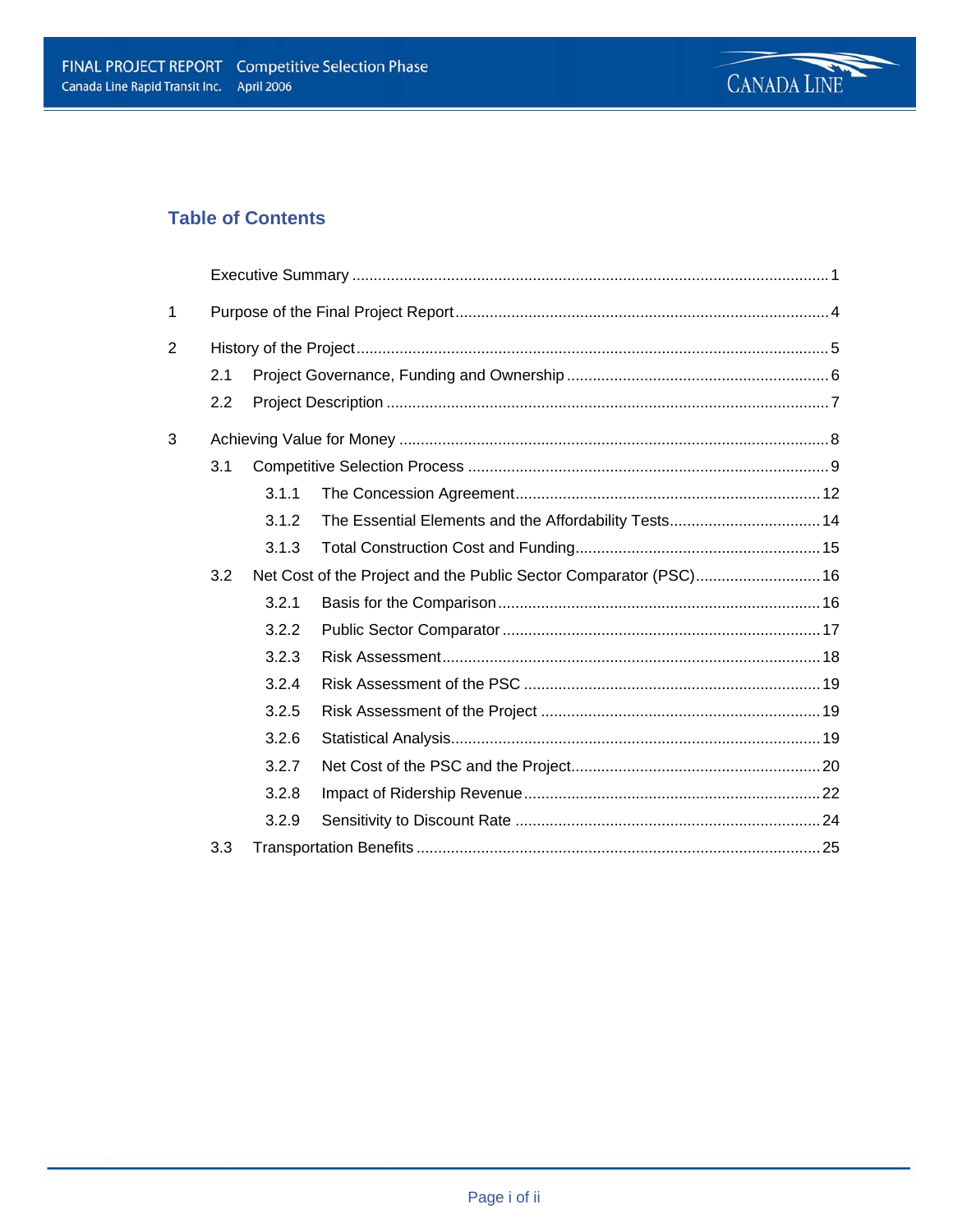## Table of Contents

Executive Summary ........ 1

1 Purpose of the Final Project Report ........ 4

2 History of the Project ........ 5

- 2.1 Project Governance, Funding and Ownership ........ 6
- 2.2 Project Description ........ 7

3 Achieving Value for Money ........ 8

- 3.1 Competitive Selection Process ........ 9
  - 3.1.1 The Concession Agreement ........ 12
  - 3.1.2 The Essential Elements and the Affordability Tests ........ 14
  - 3.1.3 Total Construction Cost and Funding ........ 15
- 3.2 Net Cost of the Project and the Public Sector Comparator (PSC) ........ 16
  - 3.2.1 Basis for the Comparison ........ 16
  - 3.2.2 Public Sector Comparator ........ 17
  - 3.2.3 Risk Assessment ........ 18
  - 3.2.4 Risk Assessment of the PSC ........ 19
  - 3.2.5 Risk Assessment of the Project ........ 19
  - 3.2.6 Statistical Analysis ........ 19
  - 3.2.7 Net Cost of the PSC and the Project ........ 20
  - 3.2.8 Impact of Ridership Revenue ........ 22
  - 3.2.9 Sensitivity to Discount Rate ........ 24
- 3.3 Transportation Benefits ........ 25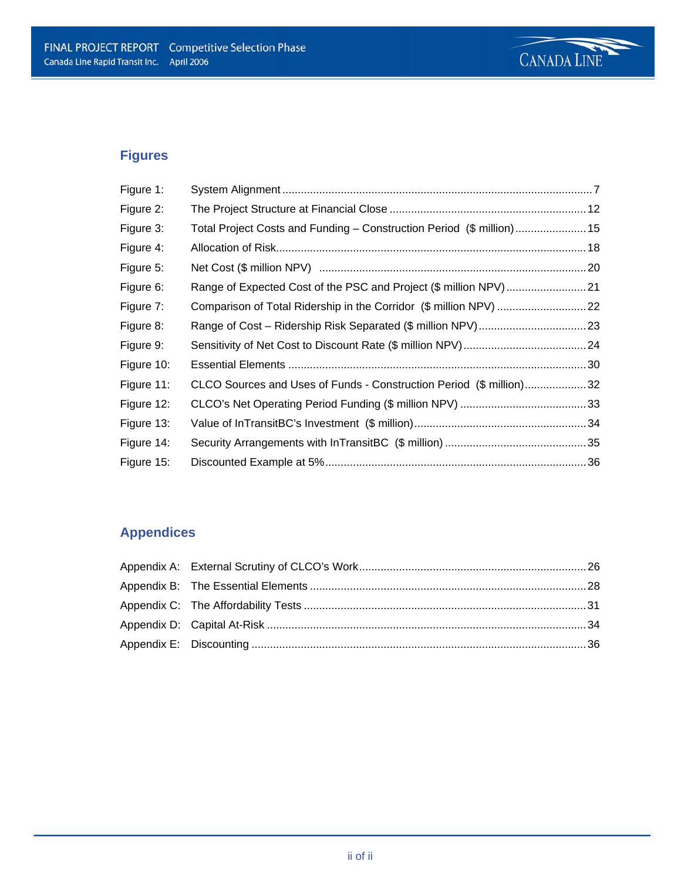## Figures

| | | |
|---|---|---|
| Figure 1: | System Alignment | 7 |
| Figure 2: | The Project Structure at Financial Close | 12 |
| Figure 3: | Total Project Costs and Funding – Construction Period ($ million) | 15 |
| Figure 4: | Allocation of Risk | 18 |
| Figure 5: | Net Cost ($ million NPV) | 20 |
| Figure 6: | Range of Expected Cost of the PSC and Project ($ million NPV) | 21 |
| Figure 7: | Comparison of Total Ridership in the Corridor ($ million NPV) | 22 |
| Figure 8: | Range of Cost – Ridership Risk Separated ($ million NPV) | 23 |
| Figure 9: | Sensitivity of Net Cost to Discount Rate ($ million NPV) | 24 |
| Figure 10: | Essential Elements | 30 |
| Figure 11: | CLCO Sources and Uses of Funds - Construction Period ($ million) | 32 |
| Figure 12: | CLCO's Net Operating Period Funding ($ million NPV) | 33 |
| Figure 13: | Value of InTransitBC's Investment ($ million) | 34 |
| Figure 14: | Security Arrangements with InTransitBC ($ million) | 35 |
| Figure 15: | Discounted Example at 5% | 36 |

## Appendices

| | | |
|---|---|---|
| Appendix A: | External Scrutiny of CLCO's Work | 26 |
| Appendix B: | The Essential Elements | 28 |
| Appendix C: | The Affordability Tests | 31 |
| Appendix D: | Capital At-Risk | 34 |
| Appendix E: | Discounting | 36 |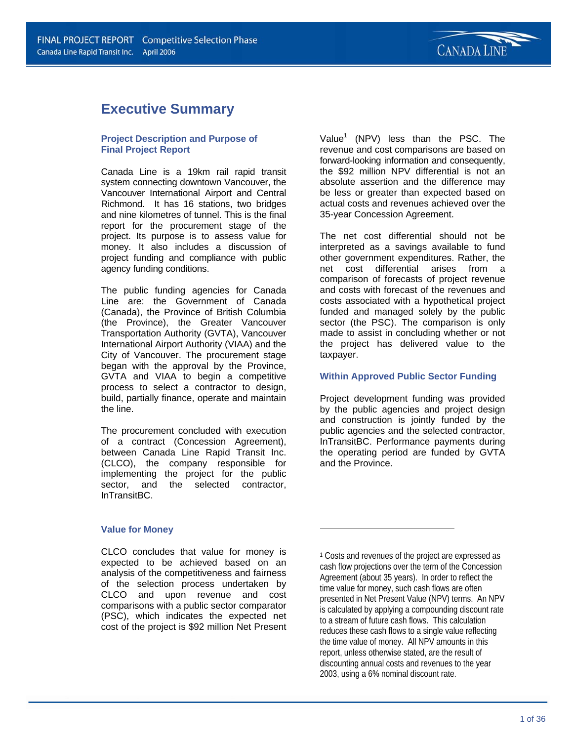# Executive Summary

### Project Description and Purpose of Final Project Report

Canada Line is a 19km rail rapid transit system connecting downtown Vancouver, the Vancouver International Airport and Central Richmond. It has 16 stations, two bridges and nine kilometres of tunnel. This is the final report for the procurement stage of the project. Its purpose is to assess value for money. It also includes a discussion of project funding and compliance with public agency funding conditions.

The public funding agencies for Canada Line are: the Government of Canada (Canada), the Province of British Columbia (the Province), the Greater Vancouver Transportation Authority (GVTA), Vancouver International Airport Authority (VIAA) and the City of Vancouver. The procurement stage began with the approval by the Province, GVTA and VIAA to begin a competitive process to select a contractor to design, build, partially finance, operate and maintain the line.

The procurement concluded with execution of a contract (Concession Agreement), between Canada Line Rapid Transit Inc. (CLCO), the company responsible for implementing the project for the public sector, and the selected contractor, InTransitBC.

### Value for Money

CLCO concludes that value for money is expected to be achieved based on an analysis of the competitiveness and fairness of the selection process undertaken by CLCO and upon revenue and cost comparisons with a public sector comparator (PSC), which indicates the expected net cost of the project is $92 million Net Present Value[1] (NPV) less than the PSC. The revenue and cost comparisons are based on forward-looking information and consequently, the $92 million NPV differential is not an absolute assertion and the difference may be less or greater than expected based on actual costs and revenues achieved over the 35-year Concession Agreement.

The net cost differential should not be interpreted as a savings available to fund other government expenditures. Rather, the net cost differential arises from a comparison of forecasts of project revenue and costs with forecast of the revenues and costs associated with a hypothetical project funded and managed solely by the public sector (the PSC). The comparison is only made to assist in concluding whether or not the project has delivered value to the taxpayer.

### Within Approved Public Sector Funding

Project development funding was provided by the public agencies and project design and construction is jointly funded by the public agencies and the selected contractor, InTransitBC. Performance payments during the operating period are funded by GVTA and the Province.

---

[1] Costs and revenues of the project are expressed as cash flow projections over the term of the Concession Agreement (about 35 years). In order to reflect the time value for money, such cash flows are often presented in Net Present Value (NPV) terms. An NPV is calculated by applying a compounding discount rate to a stream of future cash flows. This calculation reduces these cash flows to a single value reflecting the time value of money. All NPV amounts in this report, unless otherwise stated, are the result of discounting annual costs and revenues to the year 2003, using a 6% nominal discount rate.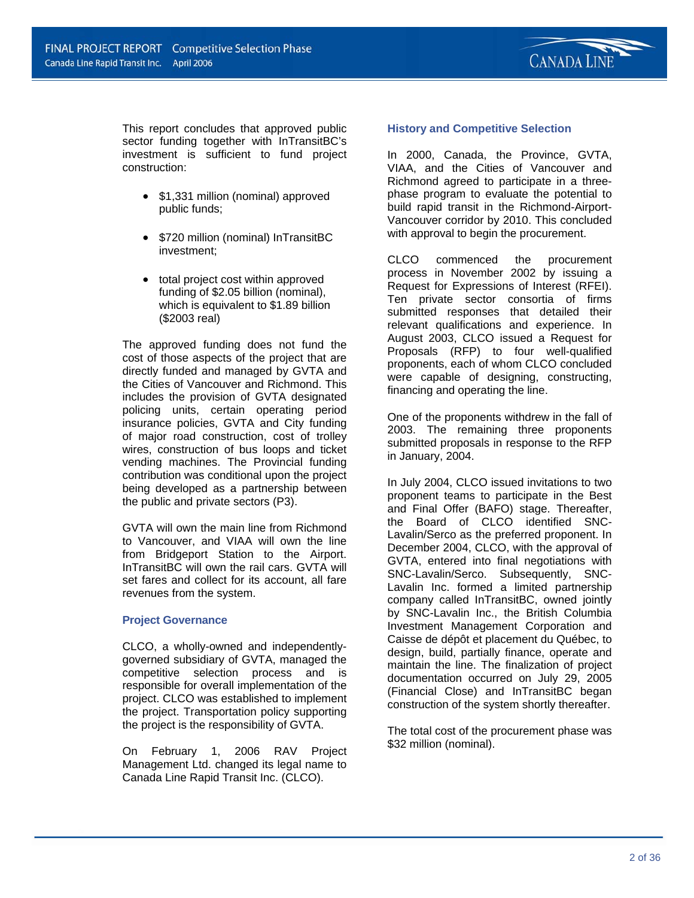This report concludes that approved public sector funding together with InTransitBC's investment is sufficient to fund project construction:

- $1,331 million (nominal) approved public funds;
- $720 million (nominal) InTransitBC investment;
- total project cost within approved funding of $2.05 billion (nominal), which is equivalent to $1.89 billion ($2003 real)

The approved funding does not fund the cost of those aspects of the project that are directly funded and managed by GVTA and the Cities of Vancouver and Richmond. This includes the provision of GVTA designated policing units, certain operating period insurance policies, GVTA and City funding of major road construction, cost of trolley wires, construction of bus loops and ticket vending machines. The Provincial funding contribution was conditional upon the project being developed as a partnership between the public and private sectors (P3).

GVTA will own the main line from Richmond to Vancouver, and VIAA will own the line from Bridgeport Station to the Airport. InTransitBC will own the rail cars. GVTA will set fares and collect for its account, all fare revenues from the system.

## Project Governance

CLCO, a wholly-owned and independently-governed subsidiary of GVTA, managed the competitive selection process and is responsible for overall implementation of the project. CLCO was established to implement the project. Transportation policy supporting the project is the responsibility of GVTA.

On February 1, 2006 RAV Project Management Ltd. changed its legal name to Canada Line Rapid Transit Inc. (CLCO).

## History and Competitive Selection

In 2000, Canada, the Province, GVTA, VIAA, and the Cities of Vancouver and Richmond agreed to participate in a three-phase program to evaluate the potential to build rapid transit in the Richmond-Airport-Vancouver corridor by 2010. This concluded with approval to begin the procurement.

CLCO commenced the procurement process in November 2002 by issuing a Request for Expressions of Interest (RFEI). Ten private sector consortia of firms submitted responses that detailed their relevant qualifications and experience. In August 2003, CLCO issued a Request for Proposals (RFP) to four well-qualified proponents, each of whom CLCO concluded were capable of designing, constructing, financing and operating the line.

One of the proponents withdrew in the fall of 2003. The remaining three proponents submitted proposals in response to the RFP in January, 2004.

In July 2004, CLCO issued invitations to two proponent teams to participate in the Best and Final Offer (BAFO) stage. Thereafter, the Board of CLCO identified SNC-Lavalin/Serco as the preferred proponent. In December 2004, CLCO, with the approval of GVTA, entered into final negotiations with SNC-Lavalin/Serco. Subsequently, SNC-Lavalin Inc. formed a limited partnership company called InTransitBC, owned jointly by SNC-Lavalin Inc., the British Columbia Investment Management Corporation and Caisse de dépôt et placement du Québec, to design, build, partially finance, operate and maintain the line. The finalization of project documentation occurred on July 29, 2005 (Financial Close) and InTransitBC began construction of the system shortly thereafter.

The total cost of the procurement phase was $32 million (nominal).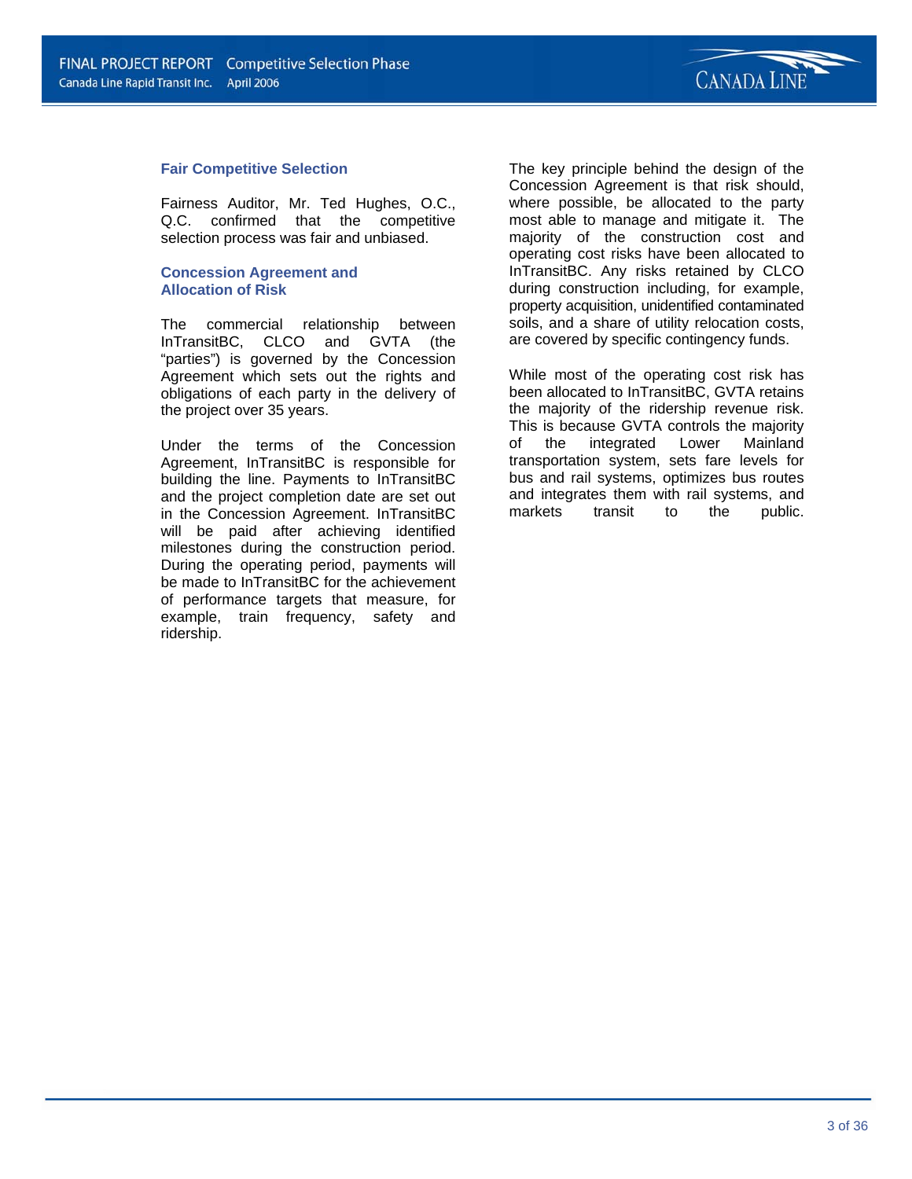### Fair Competitive Selection

Fairness Auditor, Mr. Ted Hughes, O.C., Q.C. confirmed that the competitive selection process was fair and unbiased.

### Concession Agreement and Allocation of Risk

The commercial relationship between InTransitBC, CLCO and GVTA (the "parties") is governed by the Concession Agreement which sets out the rights and obligations of each party in the delivery of the project over 35 years.

Under the terms of the Concession Agreement, InTransitBC is responsible for building the line. Payments to InTransitBC and the project completion date are set out in the Concession Agreement. InTransitBC will be paid after achieving identified milestones during the construction period. During the operating period, payments will be made to InTransitBC for the achievement of performance targets that measure, for example, train frequency, safety and ridership.

The key principle behind the design of the Concession Agreement is that risk should, where possible, be allocated to the party most able to manage and mitigate it. The majority of the construction cost and operating cost risks have been allocated to InTransitBC. Any risks retained by CLCO during construction including, for example, property acquisition, unidentified contaminated soils, and a share of utility relocation costs, are covered by specific contingency funds.

While most of the operating cost risk has been allocated to InTransitBC, GVTA retains the majority of the ridership revenue risk. This is because GVTA controls the majority of the integrated Lower Mainland transportation system, sets fare levels for bus and rail systems, optimizes bus routes and integrates them with rail systems, and markets transit to the public.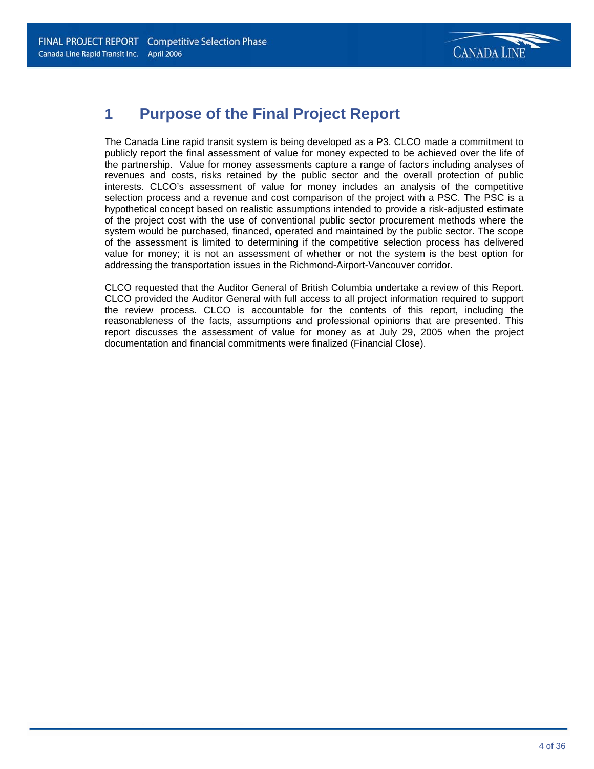# 1 Purpose of the Final Project Report

The Canada Line rapid transit system is being developed as a P3. CLCO made a commitment to publicly report the final assessment of value for money expected to be achieved over the life of the partnership. Value for money assessments capture a range of factors including analyses of revenues and costs, risks retained by the public sector and the overall protection of public interests. CLCO's assessment of value for money includes an analysis of the competitive selection process and a revenue and cost comparison of the project with a PSC. The PSC is a hypothetical concept based on realistic assumptions intended to provide a risk-adjusted estimate of the project cost with the use of conventional public sector procurement methods where the system would be purchased, financed, operated and maintained by the public sector. The scope of the assessment is limited to determining if the competitive selection process has delivered value for money; it is not an assessment of whether or not the system is the best option for addressing the transportation issues in the Richmond-Airport-Vancouver corridor.

CLCO requested that the Auditor General of British Columbia undertake a review of this Report. CLCO provided the Auditor General with full access to all project information required to support the review process. CLCO is accountable for the contents of this report, including the reasonableness of the facts, assumptions and professional opinions that are presented. This report discusses the assessment of value for money as at July 29, 2005 when the project documentation and financial commitments were finalized (Financial Close).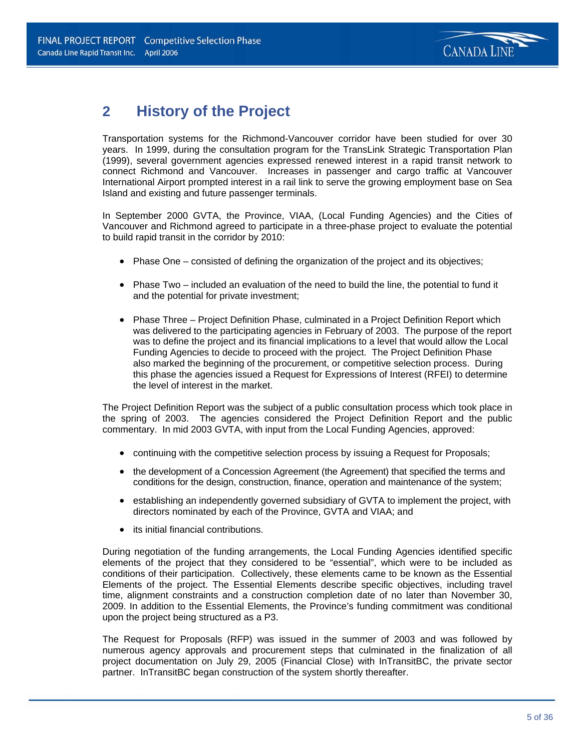# 2 History of the Project

Transportation systems for the Richmond-Vancouver corridor have been studied for over 30 years. In 1999, during the consultation program for the TransLink Strategic Transportation Plan (1999), several government agencies expressed renewed interest in a rapid transit network to connect Richmond and Vancouver. Increases in passenger and cargo traffic at Vancouver International Airport prompted interest in a rail link to serve the growing employment base on Sea Island and existing and future passenger terminals.

In September 2000 GVTA, the Province, VIAA, (Local Funding Agencies) and the Cities of Vancouver and Richmond agreed to participate in a three-phase project to evaluate the potential to build rapid transit in the corridor by 2010:

- Phase One – consisted of defining the organization of the project and its objectives;
- Phase Two – included an evaluation of the need to build the line, the potential to fund it and the potential for private investment;
- Phase Three – Project Definition Phase, culminated in a Project Definition Report which was delivered to the participating agencies in February of 2003. The purpose of the report was to define the project and its financial implications to a level that would allow the Local Funding Agencies to decide to proceed with the project. The Project Definition Phase also marked the beginning of the procurement, or competitive selection process. During this phase the agencies issued a Request for Expressions of Interest (RFEI) to determine the level of interest in the market.

The Project Definition Report was the subject of a public consultation process which took place in the spring of 2003. The agencies considered the Project Definition Report and the public commentary. In mid 2003 GVTA, with input from the Local Funding Agencies, approved:

- continuing with the competitive selection process by issuing a Request for Proposals;
- the development of a Concession Agreement (the Agreement) that specified the terms and conditions for the design, construction, finance, operation and maintenance of the system;
- establishing an independently governed subsidiary of GVTA to implement the project, with directors nominated by each of the Province, GVTA and VIAA; and
- its initial financial contributions.

During negotiation of the funding arrangements, the Local Funding Agencies identified specific elements of the project that they considered to be "essential", which were to be included as conditions of their participation. Collectively, these elements came to be known as the Essential Elements of the project. The Essential Elements describe specific objectives, including travel time, alignment constraints and a construction completion date of no later than November 30, 2009. In addition to the Essential Elements, the Province's funding commitment was conditional upon the project being structured as a P3.

The Request for Proposals (RFP) was issued in the summer of 2003 and was followed by numerous agency approvals and procurement steps that culminated in the finalization of all project documentation on July 29, 2005 (Financial Close) with InTransitBC, the private sector partner. InTransitBC began construction of the system shortly thereafter.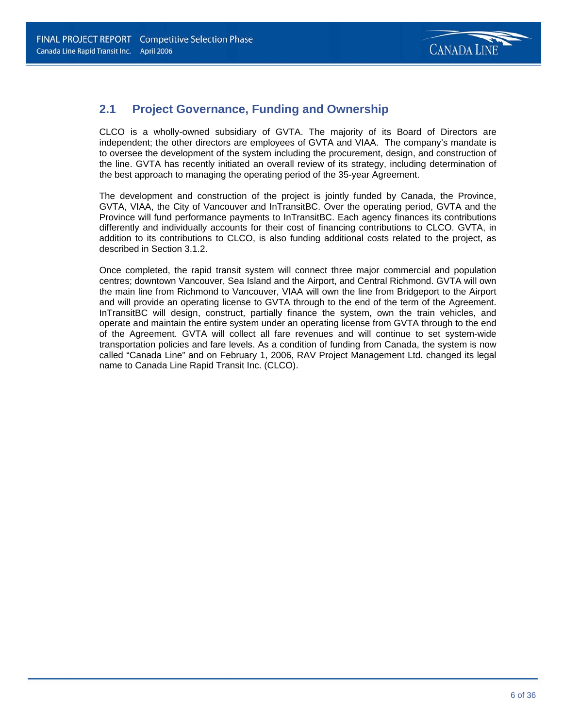## 2.1 Project Governance, Funding and Ownership

CLCO is a wholly-owned subsidiary of GVTA. The majority of its Board of Directors are independent; the other directors are employees of GVTA and VIAA. The company's mandate is to oversee the development of the system including the procurement, design, and construction of the line. GVTA has recently initiated an overall review of its strategy, including determination of the best approach to managing the operating period of the 35-year Agreement.

The development and construction of the project is jointly funded by Canada, the Province, GVTA, VIAA, the City of Vancouver and InTransitBC. Over the operating period, GVTA and the Province will fund performance payments to InTransitBC. Each agency finances its contributions differently and individually accounts for their cost of financing contributions to CLCO. GVTA, in addition to its contributions to CLCO, is also funding additional costs related to the project, as described in Section 3.1.2.

Once completed, the rapid transit system will connect three major commercial and population centres; downtown Vancouver, Sea Island and the Airport, and Central Richmond. GVTA will own the main line from Richmond to Vancouver, VIAA will own the line from Bridgeport to the Airport and will provide an operating license to GVTA through to the end of the term of the Agreement. InTransitBC will design, construct, partially finance the system, own the train vehicles, and operate and maintain the entire system under an operating license from GVTA through to the end of the Agreement. GVTA will collect all fare revenues and will continue to set system-wide transportation policies and fare levels. As a condition of funding from Canada, the system is now called "Canada Line" and on February 1, 2006, RAV Project Management Ltd. changed its legal name to Canada Line Rapid Transit Inc. (CLCO).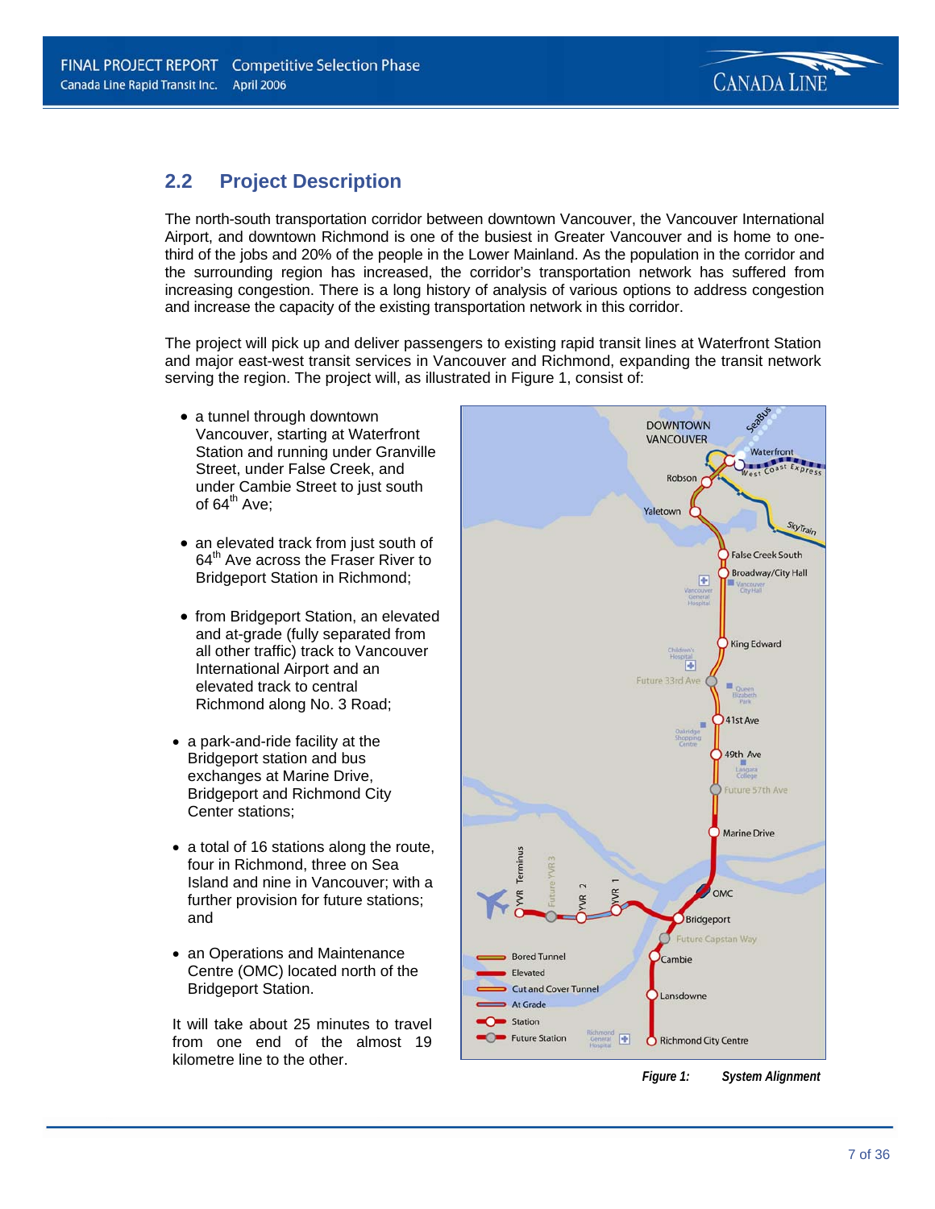## 2.2 Project Description

The north-south transportation corridor between downtown Vancouver, the Vancouver International Airport, and downtown Richmond is one of the busiest in Greater Vancouver and is home to one-third of the jobs and 20% of the people in the Lower Mainland. As the population in the corridor and the surrounding region has increased, the corridor's transportation network has suffered from increasing congestion. There is a long history of analysis of various options to address congestion and increase the capacity of the existing transportation network in this corridor.

The project will pick up and deliver passengers to existing rapid transit lines at Waterfront Station and major east-west transit services in Vancouver and Richmond, expanding the transit network serving the region. The project will, as illustrated in Figure 1, consist of:

- a tunnel through downtown Vancouver, starting at Waterfront Station and running under Granville Street, under False Creek, and under Cambie Street to just south of 64th Ave;
- an elevated track from just south of 64th Ave across the Fraser River to Bridgeport Station in Richmond;
- from Bridgeport Station, an elevated and at-grade (fully separated from all other traffic) track to Vancouver International Airport and an elevated track to central Richmond along No. 3 Road;
- a park-and-ride facility at the Bridgeport station and bus exchanges at Marine Drive, Bridgeport and Richmond City Center stations;
- a total of 16 stations along the route, four in Richmond, three on Sea Island and nine in Vancouver; with a further provision for future stations; and
- an Operations and Maintenance Centre (OMC) located north of the Bridgeport Station.

It will take about 25 minutes to travel from one end of the almost 19 kilometre line to the other.

*Figure 1: System Alignment*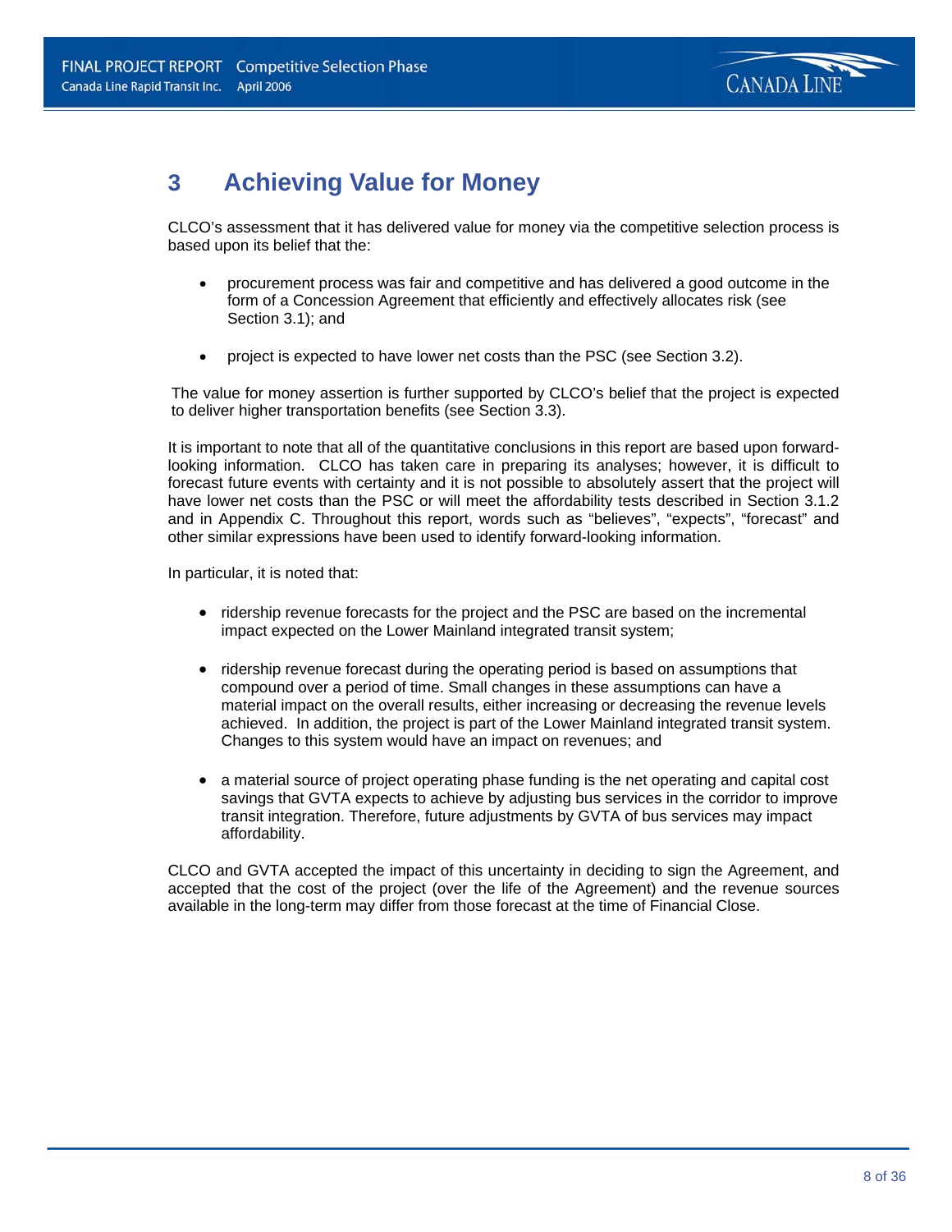# 3 Achieving Value for Money

CLCO's assessment that it has delivered value for money via the competitive selection process is based upon its belief that the:

- procurement process was fair and competitive and has delivered a good outcome in the form of a Concession Agreement that efficiently and effectively allocates risk (see Section 3.1); and
- project is expected to have lower net costs than the PSC (see Section 3.2).

The value for money assertion is further supported by CLCO's belief that the project is expected to deliver higher transportation benefits (see Section 3.3).

It is important to note that all of the quantitative conclusions in this report are based upon forward-looking information. CLCO has taken care in preparing its analyses; however, it is difficult to forecast future events with certainty and it is not possible to absolutely assert that the project will have lower net costs than the PSC or will meet the affordability tests described in Section 3.1.2 and in Appendix C. Throughout this report, words such as "believes", "expects", "forecast" and other similar expressions have been used to identify forward-looking information.

In particular, it is noted that:

- ridership revenue forecasts for the project and the PSC are based on the incremental impact expected on the Lower Mainland integrated transit system;
- ridership revenue forecast during the operating period is based on assumptions that compound over a period of time. Small changes in these assumptions can have a material impact on the overall results, either increasing or decreasing the revenue levels achieved. In addition, the project is part of the Lower Mainland integrated transit system. Changes to this system would have an impact on revenues; and
- a material source of project operating phase funding is the net operating and capital cost savings that GVTA expects to achieve by adjusting bus services in the corridor to improve transit integration. Therefore, future adjustments by GVTA of bus services may impact affordability.

CLCO and GVTA accepted the impact of this uncertainty in deciding to sign the Agreement, and accepted that the cost of the project (over the life of the Agreement) and the revenue sources available in the long-term may differ from those forecast at the time of Financial Close.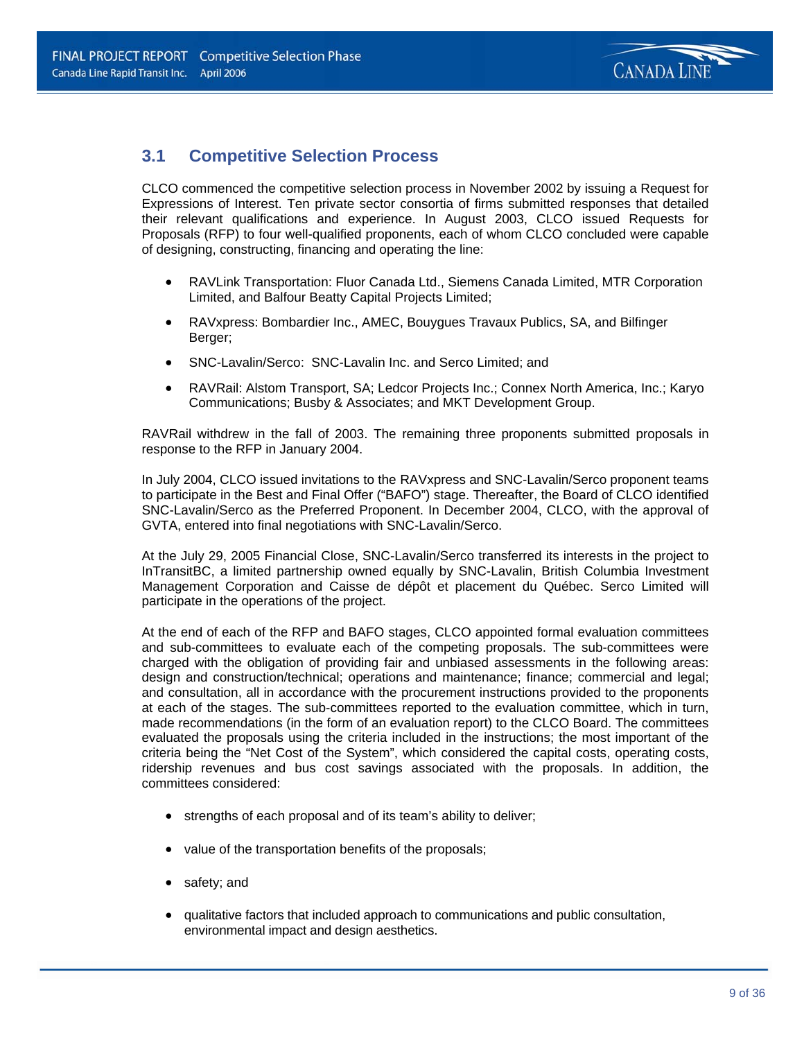## 3.1 Competitive Selection Process

CLCO commenced the competitive selection process in November 2002 by issuing a Request for Expressions of Interest. Ten private sector consortia of firms submitted responses that detailed their relevant qualifications and experience. In August 2003, CLCO issued Requests for Proposals (RFP) to four well-qualified proponents, each of whom CLCO concluded were capable of designing, constructing, financing and operating the line:

- RAVLink Transportation: Fluor Canada Ltd., Siemens Canada Limited, MTR Corporation Limited, and Balfour Beatty Capital Projects Limited;
- RAVxpress: Bombardier Inc., AMEC, Bouygues Travaux Publics, SA, and Bilfinger Berger;
- SNC-Lavalin/Serco: SNC-Lavalin Inc. and Serco Limited; and
- RAVRail: Alstom Transport, SA; Ledcor Projects Inc.; Connex North America, Inc.; Karyo Communications; Busby & Associates; and MKT Development Group.

RAVRail withdrew in the fall of 2003. The remaining three proponents submitted proposals in response to the RFP in January 2004.

In July 2004, CLCO issued invitations to the RAVxpress and SNC-Lavalin/Serco proponent teams to participate in the Best and Final Offer ("BAFO") stage. Thereafter, the Board of CLCO identified SNC-Lavalin/Serco as the Preferred Proponent. In December 2004, CLCO, with the approval of GVTA, entered into final negotiations with SNC-Lavalin/Serco.

At the July 29, 2005 Financial Close, SNC-Lavalin/Serco transferred its interests in the project to InTransitBC, a limited partnership owned equally by SNC-Lavalin, British Columbia Investment Management Corporation and Caisse de dépôt et placement du Québec. Serco Limited will participate in the operations of the project.

At the end of each of the RFP and BAFO stages, CLCO appointed formal evaluation committees and sub-committees to evaluate each of the competing proposals. The sub-committees were charged with the obligation of providing fair and unbiased assessments in the following areas: design and construction/technical; operations and maintenance; finance; commercial and legal; and consultation, all in accordance with the procurement instructions provided to the proponents at each of the stages. The sub-committees reported to the evaluation committee, which in turn, made recommendations (in the form of an evaluation report) to the CLCO Board. The committees evaluated the proposals using the criteria included in the instructions; the most important of the criteria being the "Net Cost of the System", which considered the capital costs, operating costs, ridership revenues and bus cost savings associated with the proposals. In addition, the committees considered:

- strengths of each proposal and of its team's ability to deliver;
- value of the transportation benefits of the proposals;
- safety; and
- qualitative factors that included approach to communications and public consultation, environmental impact and design aesthetics.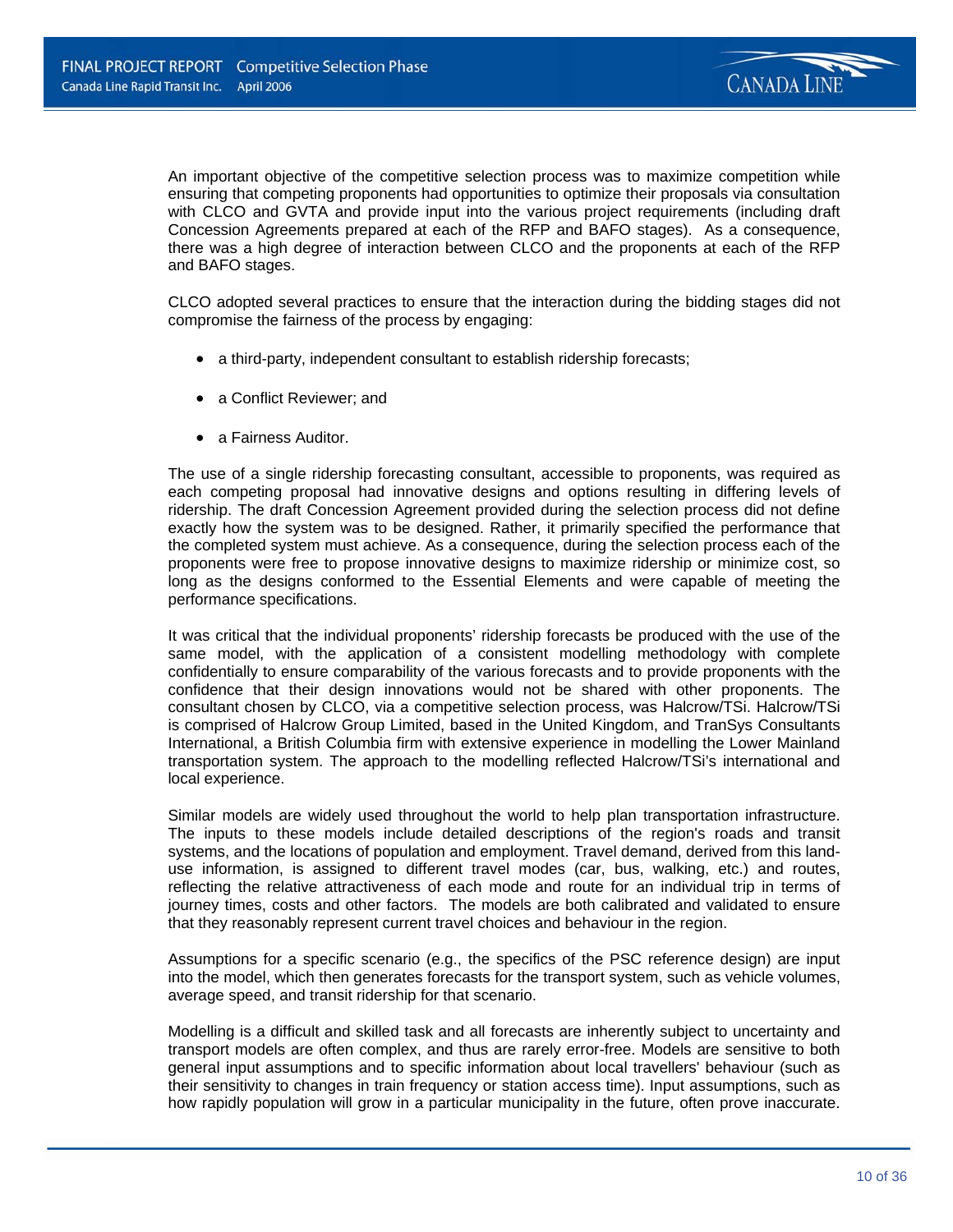An important objective of the competitive selection process was to maximize competition while ensuring that competing proponents had opportunities to optimize their proposals via consultation with CLCO and GVTA and provide input into the various project requirements (including draft Concession Agreements prepared at each of the RFP and BAFO stages). As a consequence, there was a high degree of interaction between CLCO and the proponents at each of the RFP and BAFO stages.

CLCO adopted several practices to ensure that the interaction during the bidding stages did not compromise the fairness of the process by engaging:

- a third-party, independent consultant to establish ridership forecasts;
- a Conflict Reviewer; and
- a Fairness Auditor.

The use of a single ridership forecasting consultant, accessible to proponents, was required as each competing proposal had innovative designs and options resulting in differing levels of ridership. The draft Concession Agreement provided during the selection process did not define exactly how the system was to be designed. Rather, it primarily specified the performance that the completed system must achieve. As a consequence, during the selection process each of the proponents were free to propose innovative designs to maximize ridership or minimize cost, so long as the designs conformed to the Essential Elements and were capable of meeting the performance specifications.

It was critical that the individual proponents' ridership forecasts be produced with the use of the same model, with the application of a consistent modelling methodology with complete confidentially to ensure comparability of the various forecasts and to provide proponents with the confidence that their design innovations would not be shared with other proponents. The consultant chosen by CLCO, via a competitive selection process, was Halcrow/TSi. Halcrow/TSi is comprised of Halcrow Group Limited, based in the United Kingdom, and TranSys Consultants International, a British Columbia firm with extensive experience in modelling the Lower Mainland transportation system. The approach to the modelling reflected Halcrow/TSi's international and local experience.

Similar models are widely used throughout the world to help plan transportation infrastructure. The inputs to these models include detailed descriptions of the region's roads and transit systems, and the locations of population and employment. Travel demand, derived from this land-use information, is assigned to different travel modes (car, bus, walking, etc.) and routes, reflecting the relative attractiveness of each mode and route for an individual trip in terms of journey times, costs and other factors. The models are both calibrated and validated to ensure that they reasonably represent current travel choices and behaviour in the region.

Assumptions for a specific scenario (e.g., the specifics of the PSC reference design) are input into the model, which then generates forecasts for the transport system, such as vehicle volumes, average speed, and transit ridership for that scenario.

Modelling is a difficult and skilled task and all forecasts are inherently subject to uncertainty and transport models are often complex, and thus are rarely error-free. Models are sensitive to both general input assumptions and to specific information about local travellers' behaviour (such as their sensitivity to changes in train frequency or station access time). Input assumptions, such as how rapidly population will grow in a particular municipality in the future, often prove inaccurate.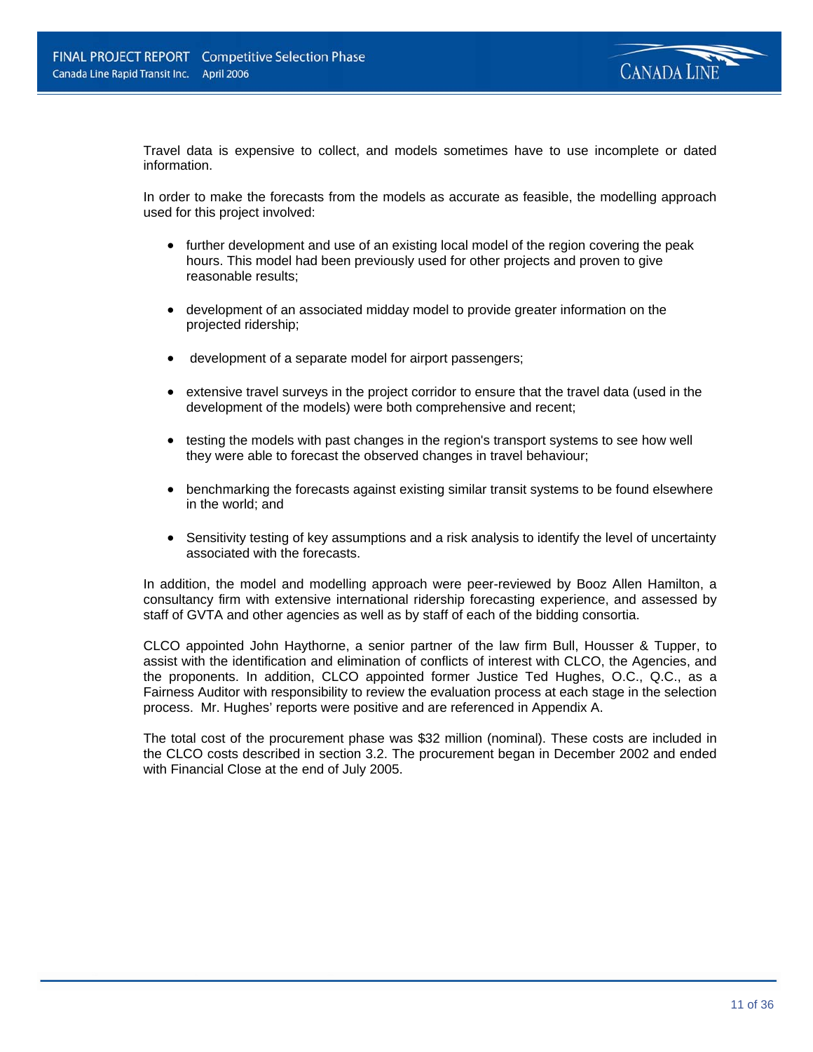Travel data is expensive to collect, and models sometimes have to use incomplete or dated information.

In order to make the forecasts from the models as accurate as feasible, the modelling approach used for this project involved:

- further development and use of an existing local model of the region covering the peak hours. This model had been previously used for other projects and proven to give reasonable results;
- development of an associated midday model to provide greater information on the projected ridership;
- development of a separate model for airport passengers;
- extensive travel surveys in the project corridor to ensure that the travel data (used in the development of the models) were both comprehensive and recent;
- testing the models with past changes in the region's transport systems to see how well they were able to forecast the observed changes in travel behaviour;
- benchmarking the forecasts against existing similar transit systems to be found elsewhere in the world; and
- Sensitivity testing of key assumptions and a risk analysis to identify the level of uncertainty associated with the forecasts.

In addition, the model and modelling approach were peer-reviewed by Booz Allen Hamilton, a consultancy firm with extensive international ridership forecasting experience, and assessed by staff of GVTA and other agencies as well as by staff of each of the bidding consortia.

CLCO appointed John Haythorne, a senior partner of the law firm Bull, Housser & Tupper, to assist with the identification and elimination of conflicts of interest with CLCO, the Agencies, and the proponents. In addition, CLCO appointed former Justice Ted Hughes, O.C., Q.C., as a Fairness Auditor with responsibility to review the evaluation process at each stage in the selection process. Mr. Hughes' reports were positive and are referenced in Appendix A.

The total cost of the procurement phase was $32 million (nominal). These costs are included in the CLCO costs described in section 3.2. The procurement began in December 2002 and ended with Financial Close at the end of July 2005.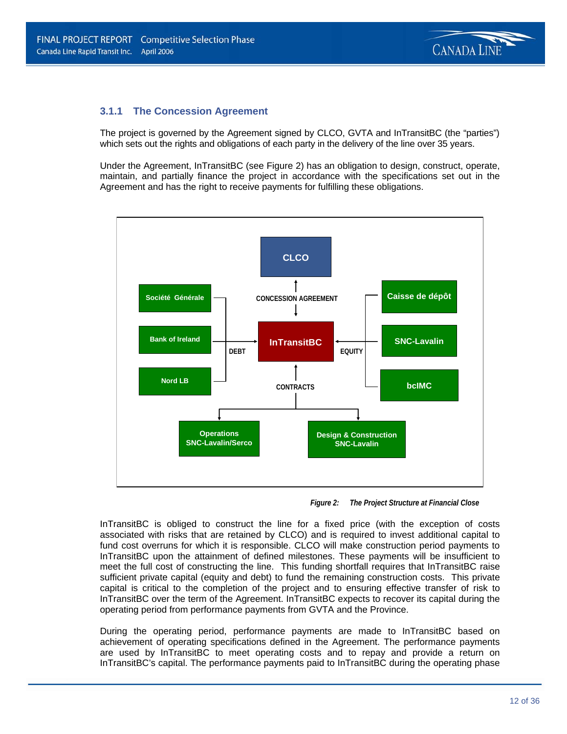### 3.1.1 The Concession Agreement

The project is governed by the Agreement signed by CLCO, GVTA and InTransitBC (the "parties") which sets out the rights and obligations of each party in the delivery of the line over 35 years.

Under the Agreement, InTransitBC (see Figure 2) has an obligation to design, construct, operate, maintain, and partially finance the project in accordance with the specifications set out in the Agreement and has the right to receive payments for fulfilling these obligations.

*Figure 2: The Project Structure at Financial Close*

InTransitBC is obliged to construct the line for a fixed price (with the exception of costs associated with risks that are retained by CLCO) and is required to invest additional capital to fund cost overruns for which it is responsible. CLCO will make construction period payments to InTransitBC upon the attainment of defined milestones. These payments will be insufficient to meet the full cost of constructing the line. This funding shortfall requires that InTransitBC raise sufficient private capital (equity and debt) to fund the remaining construction costs. This private capital is critical to the completion of the project and to ensuring effective transfer of risk to InTransitBC over the term of the Agreement. InTransitBC expects to recover its capital during the operating period from performance payments from GVTA and the Province.

During the operating period, performance payments are made to InTransitBC based on achievement of operating specifications defined in the Agreement. The performance payments are used by InTransitBC to meet operating costs and to repay and provide a return on InTransitBC's capital. The performance payments paid to InTransitBC during the operating phase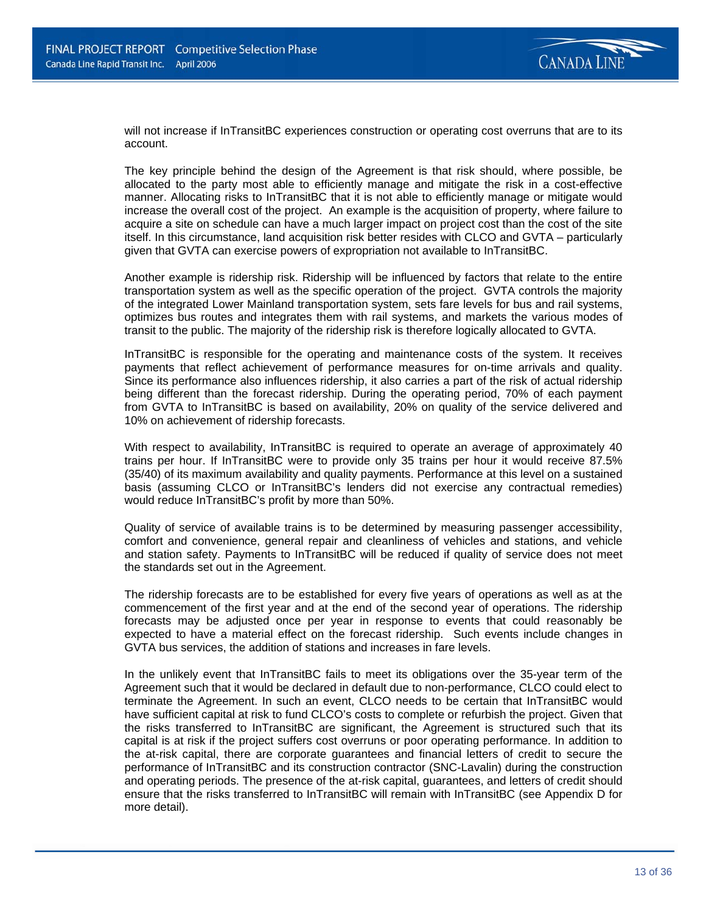will not increase if InTransitBC experiences construction or operating cost overruns that are to its account.

The key principle behind the design of the Agreement is that risk should, where possible, be allocated to the party most able to efficiently manage and mitigate the risk in a cost-effective manner. Allocating risks to InTransitBC that it is not able to efficiently manage or mitigate would increase the overall cost of the project. An example is the acquisition of property, where failure to acquire a site on schedule can have a much larger impact on project cost than the cost of the site itself. In this circumstance, land acquisition risk better resides with CLCO and GVTA – particularly given that GVTA can exercise powers of expropriation not available to InTransitBC.

Another example is ridership risk. Ridership will be influenced by factors that relate to the entire transportation system as well as the specific operation of the project. GVTA controls the majority of the integrated Lower Mainland transportation system, sets fare levels for bus and rail systems, optimizes bus routes and integrates them with rail systems, and markets the various modes of transit to the public. The majority of the ridership risk is therefore logically allocated to GVTA.

InTransitBC is responsible for the operating and maintenance costs of the system. It receives payments that reflect achievement of performance measures for on-time arrivals and quality. Since its performance also influences ridership, it also carries a part of the risk of actual ridership being different than the forecast ridership. During the operating period, 70% of each payment from GVTA to InTransitBC is based on availability, 20% on quality of the service delivered and 10% on achievement of ridership forecasts.

With respect to availability, InTransitBC is required to operate an average of approximately 40 trains per hour. If InTransitBC were to provide only 35 trains per hour it would receive 87.5% (35/40) of its maximum availability and quality payments. Performance at this level on a sustained basis (assuming CLCO or InTransitBC's lenders did not exercise any contractual remedies) would reduce InTransitBC's profit by more than 50%.

Quality of service of available trains is to be determined by measuring passenger accessibility, comfort and convenience, general repair and cleanliness of vehicles and stations, and vehicle and station safety. Payments to InTransitBC will be reduced if quality of service does not meet the standards set out in the Agreement.

The ridership forecasts are to be established for every five years of operations as well as at the commencement of the first year and at the end of the second year of operations. The ridership forecasts may be adjusted once per year in response to events that could reasonably be expected to have a material effect on the forecast ridership. Such events include changes in GVTA bus services, the addition of stations and increases in fare levels.

In the unlikely event that InTransitBC fails to meet its obligations over the 35-year term of the Agreement such that it would be declared in default due to non-performance, CLCO could elect to terminate the Agreement. In such an event, CLCO needs to be certain that InTransitBC would have sufficient capital at risk to fund CLCO's costs to complete or refurbish the project. Given that the risks transferred to InTransitBC are significant, the Agreement is structured such that its capital is at risk if the project suffers cost overruns or poor operating performance. In addition to the at-risk capital, there are corporate guarantees and financial letters of credit to secure the performance of InTransitBC and its construction contractor (SNC-Lavalin) during the construction and operating periods. The presence of the at-risk capital, guarantees, and letters of credit should ensure that the risks transferred to InTransitBC will remain with InTransitBC (see Appendix D for more detail).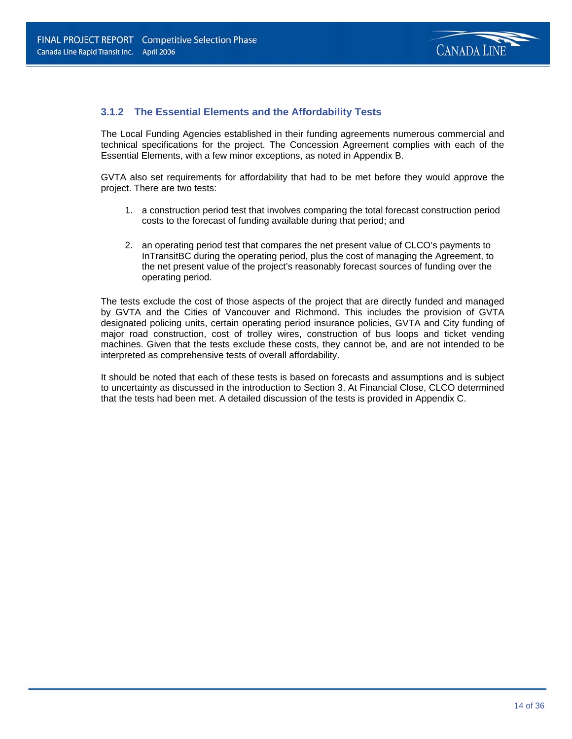### 3.1.2 The Essential Elements and the Affordability Tests

The Local Funding Agencies established in their funding agreements numerous commercial and technical specifications for the project. The Concession Agreement complies with each of the Essential Elements, with a few minor exceptions, as noted in Appendix B.

GVTA also set requirements for affordability that had to be met before they would approve the project. There are two tests:

1. a construction period test that involves comparing the total forecast construction period costs to the forecast of funding available during that period; and

2. an operating period test that compares the net present value of CLCO's payments to InTransitBC during the operating period, plus the cost of managing the Agreement, to the net present value of the project's reasonably forecast sources of funding over the operating period.

The tests exclude the cost of those aspects of the project that are directly funded and managed by GVTA and the Cities of Vancouver and Richmond. This includes the provision of GVTA designated policing units, certain operating period insurance policies, GVTA and City funding of major road construction, cost of trolley wires, construction of bus loops and ticket vending machines. Given that the tests exclude these costs, they cannot be, and are not intended to be interpreted as comprehensive tests of overall affordability.

It should be noted that each of these tests is based on forecasts and assumptions and is subject to uncertainty as discussed in the introduction to Section 3. At Financial Close, CLCO determined that the tests had been met. A detailed discussion of the tests is provided in Appendix C.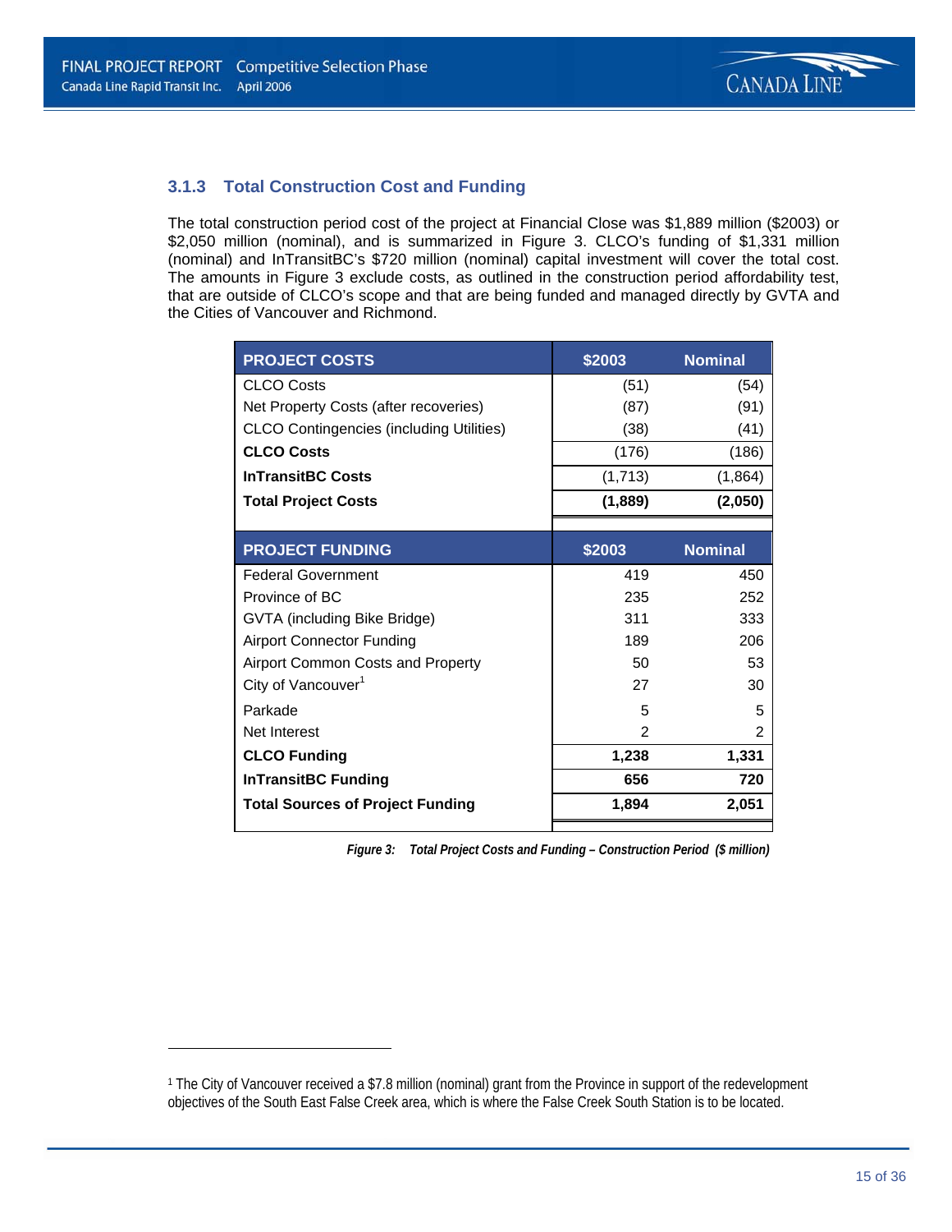### 3.1.3 Total Construction Cost and Funding

The total construction period cost of the project at Financial Close was $1,889 million ($2003) or $2,050 million (nominal), and is summarized in Figure 3. CLCO's funding of $1,331 million (nominal) and InTransitBC's $720 million (nominal) capital investment will cover the total cost. The amounts in Figure 3 exclude costs, as outlined in the construction period affordability test, that are outside of CLCO's scope and that are being funded and managed directly by GVTA and the Cities of Vancouver and Richmond.

| PROJECT COSTS | $2003 | Nominal |
|---|---|---|
| CLCO Costs | (51) | (54) |
| Net Property Costs (after recoveries) | (87) | (91) |
| CLCO Contingencies (including Utilities) | (38) | (41) |
| **CLCO Costs** | (176) | (186) |
| **InTransitBC Costs** | (1,713) | (1,864) |
| **Total Project Costs** | **(1,889)** | **(2,050)** |

| PROJECT FUNDING | $2003 | Nominal |
|---|---|---|
| Federal Government | 419 | 450 |
| Province of BC | 235 | 252 |
| GVTA (including Bike Bridge) | 311 | 333 |
| Airport Connector Funding | 189 | 206 |
| Airport Common Costs and Property | 50 | 53 |
| City of Vancouver[1] | 27 | 30 |
| Parkade | 5 | 5 |
| Net Interest | 2 | 2 |
| **CLCO Funding** | **1,238** | **1,331** |
| **InTransitBC Funding** | **656** | **720** |
| **Total Sources of Project Funding** | **1,894** | **2,051** |

*Figure 3: Total Project Costs and Funding – Construction Period ($ million)*

[1] The City of Vancouver received a $7.8 million (nominal) grant from the Province in support of the redevelopment objectives of the South East False Creek area, which is where the False Creek South Station is to be located.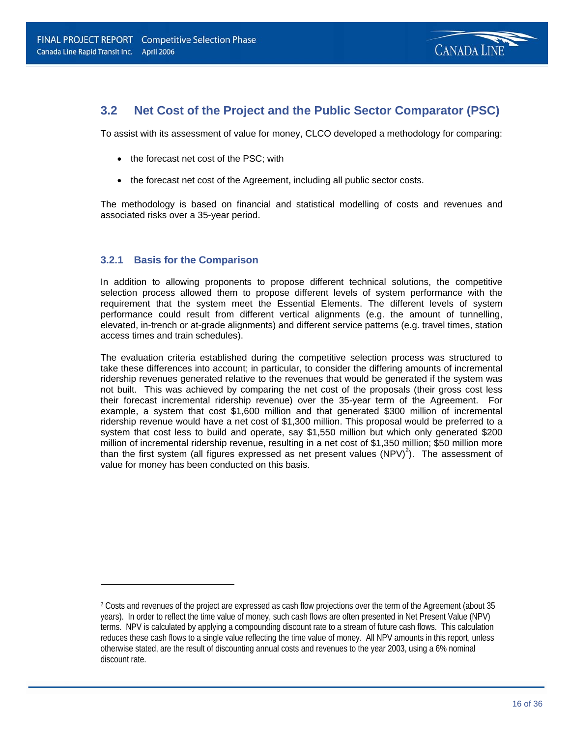## 3.2 Net Cost of the Project and the Public Sector Comparator (PSC)

To assist with its assessment of value for money, CLCO developed a methodology for comparing:

- the forecast net cost of the PSC; with
- the forecast net cost of the Agreement, including all public sector costs.

The methodology is based on financial and statistical modelling of costs and revenues and associated risks over a 35-year period.

### 3.2.1 Basis for the Comparison

In addition to allowing proponents to propose different technical solutions, the competitive selection process allowed them to propose different levels of system performance with the requirement that the system meet the Essential Elements. The different levels of system performance could result from different vertical alignments (e.g. the amount of tunnelling, elevated, in-trench or at-grade alignments) and different service patterns (e.g. travel times, station access times and train schedules).

The evaluation criteria established during the competitive selection process was structured to take these differences into account; in particular, to consider the differing amounts of incremental ridership revenues generated relative to the revenues that would be generated if the system was not built. This was achieved by comparing the net cost of the proposals (their gross cost less their forecast incremental ridership revenue) over the 35-year term of the Agreement. For example, a system that cost $1,600 million and that generated $300 million of incremental ridership revenue would have a net cost of $1,300 million. This proposal would be preferred to a system that cost less to build and operate, say $1,550 million but which only generated $200 million of incremental ridership revenue, resulting in a net cost of $1,350 million; $50 million more than the first system (all figures expressed as net present values (NPV)[2]). The assessment of value for money has been conducted on this basis.

---

[2] Costs and revenues of the project are expressed as cash flow projections over the term of the Agreement (about 35 years). In order to reflect the time value of money, such cash flows are often presented in Net Present Value (NPV) terms. NPV is calculated by applying a compounding discount rate to a stream of future cash flows. This calculation reduces these cash flows to a single value reflecting the time value of money. All NPV amounts in this report, unless otherwise stated, are the result of discounting annual costs and revenues to the year 2003, using a 6% nominal discount rate.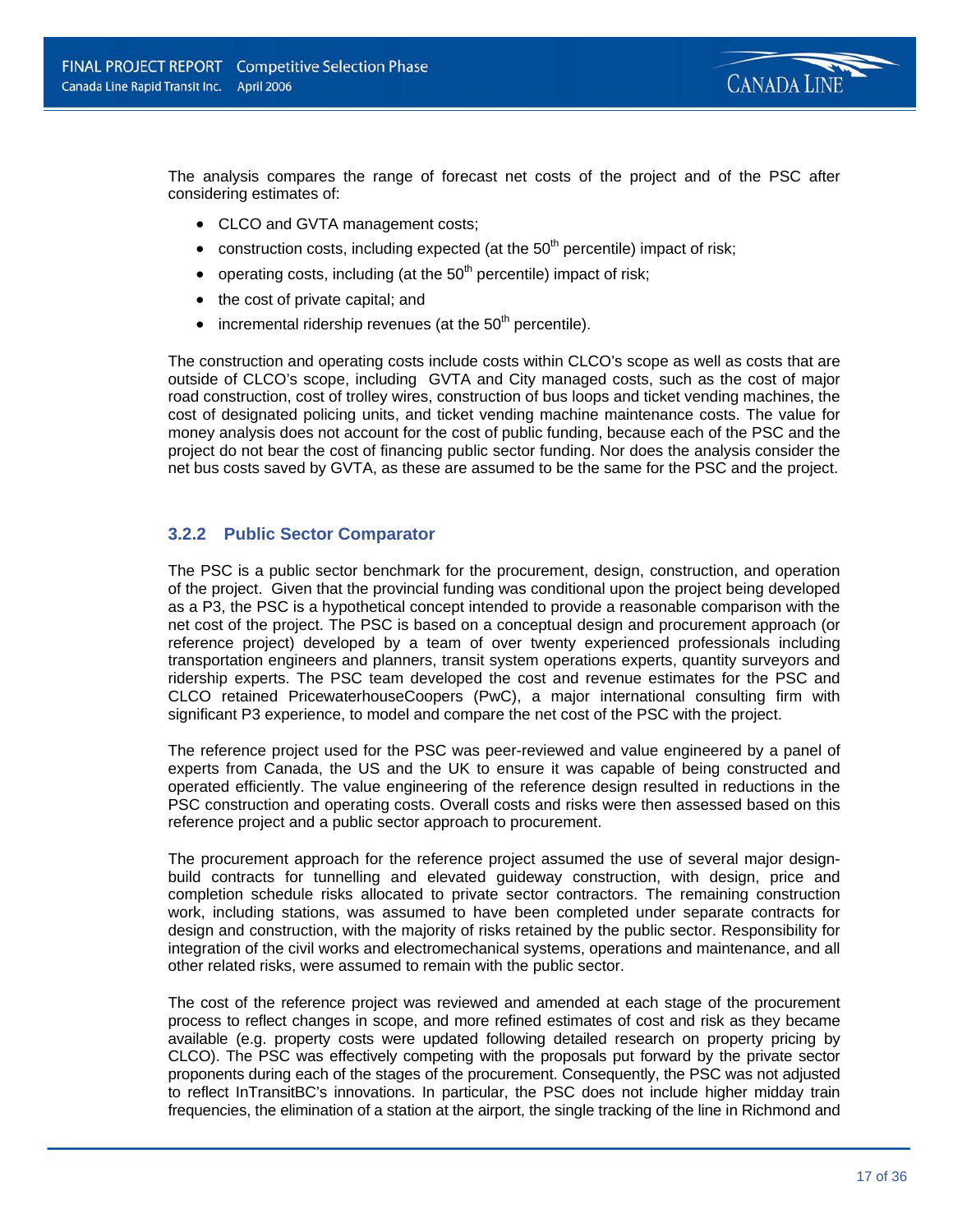The analysis compares the range of forecast net costs of the project and of the PSC after considering estimates of:

- CLCO and GVTA management costs;
- construction costs, including expected (at the 50th percentile) impact of risk;
- operating costs, including (at the 50th percentile) impact of risk;
- the cost of private capital; and
- incremental ridership revenues (at the 50th percentile).

The construction and operating costs include costs within CLCO's scope as well as costs that are outside of CLCO's scope, including GVTA and City managed costs, such as the cost of major road construction, cost of trolley wires, construction of bus loops and ticket vending machines, the cost of designated policing units, and ticket vending machine maintenance costs. The value for money analysis does not account for the cost of public funding, because each of the PSC and the project do not bear the cost of financing public sector funding. Nor does the analysis consider the net bus costs saved by GVTA, as these are assumed to be the same for the PSC and the project.

### 3.2.2 Public Sector Comparator

The PSC is a public sector benchmark for the procurement, design, construction, and operation of the project. Given that the provincial funding was conditional upon the project being developed as a P3, the PSC is a hypothetical concept intended to provide a reasonable comparison with the net cost of the project. The PSC is based on a conceptual design and procurement approach (or reference project) developed by a team of over twenty experienced professionals including transportation engineers and planners, transit system operations experts, quantity surveyors and ridership experts. The PSC team developed the cost and revenue estimates for the PSC and CLCO retained PricewaterhouseCoopers (PwC), a major international consulting firm with significant P3 experience, to model and compare the net cost of the PSC with the project.

The reference project used for the PSC was peer-reviewed and value engineered by a panel of experts from Canada, the US and the UK to ensure it was capable of being constructed and operated efficiently. The value engineering of the reference design resulted in reductions in the PSC construction and operating costs. Overall costs and risks were then assessed based on this reference project and a public sector approach to procurement.

The procurement approach for the reference project assumed the use of several major design-build contracts for tunnelling and elevated guideway construction, with design, price and completion schedule risks allocated to private sector contractors. The remaining construction work, including stations, was assumed to have been completed under separate contracts for design and construction, with the majority of risks retained by the public sector. Responsibility for integration of the civil works and electromechanical systems, operations and maintenance, and all other related risks, were assumed to remain with the public sector.

The cost of the reference project was reviewed and amended at each stage of the procurement process to reflect changes in scope, and more refined estimates of cost and risk as they became available (e.g. property costs were updated following detailed research on property pricing by CLCO). The PSC was effectively competing with the proposals put forward by the private sector proponents during each of the stages of the procurement. Consequently, the PSC was not adjusted to reflect InTransitBC's innovations. In particular, the PSC does not include higher midday train frequencies, the elimination of a station at the airport, the single tracking of the line in Richmond and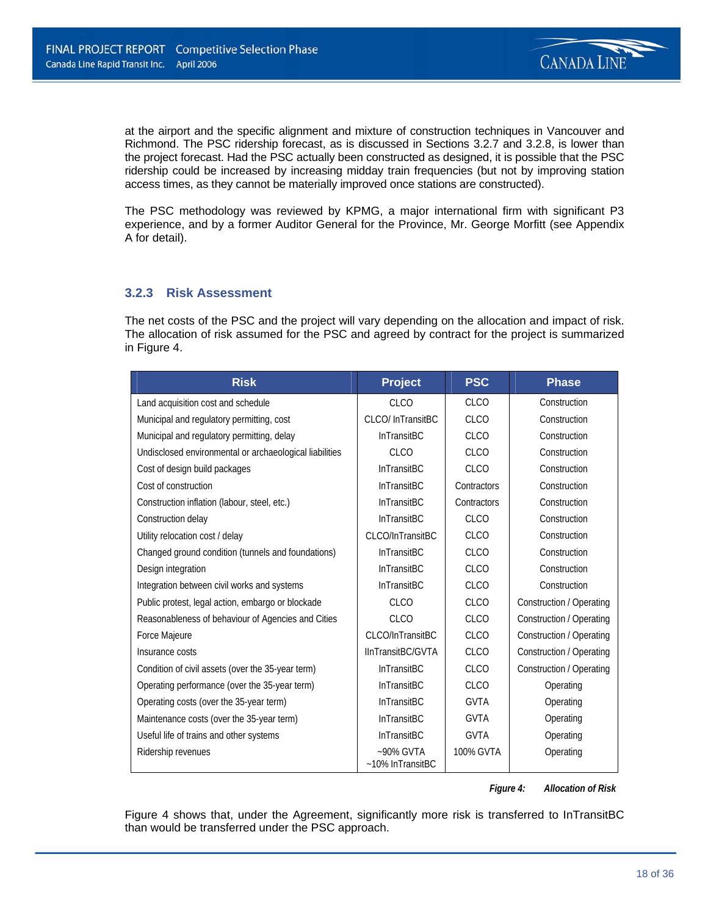at the airport and the specific alignment and mixture of construction techniques in Vancouver and Richmond. The PSC ridership forecast, as is discussed in Sections 3.2.7 and 3.2.8, is lower than the project forecast. Had the PSC actually been constructed as designed, it is possible that the PSC ridership could be increased by increasing midday train frequencies (but not by improving station access times, as they cannot be materially improved once stations are constructed).

The PSC methodology was reviewed by KPMG, a major international firm with significant P3 experience, and by a former Auditor General for the Province, Mr. George Morfitt (see Appendix A for detail).

### 3.2.3 Risk Assessment

The net costs of the PSC and the project will vary depending on the allocation and impact of risk. The allocation of risk assumed for the PSC and agreed by contract for the project is summarized in Figure 4.

| Risk | Project | PSC | Phase |
|---|---|---|---|
| Land acquisition cost and schedule | CLCO | CLCO | Construction |
| Municipal and regulatory permitting, cost | CLCO/ InTransitBC | CLCO | Construction |
| Municipal and regulatory permitting, delay | InTransitBC | CLCO | Construction |
| Undisclosed environmental or archaeological liabilities | CLCO | CLCO | Construction |
| Cost of design build packages | InTransitBC | CLCO | Construction |
| Cost of construction | InTransitBC | Contractors | Construction |
| Construction inflation (labour, steel, etc.) | InTransitBC | Contractors | Construction |
| Construction delay | InTransitBC | CLCO | Construction |
| Utility relocation cost / delay | CLCO/InTransitBC | CLCO | Construction |
| Changed ground condition (tunnels and foundations) | InTransitBC | CLCO | Construction |
| Design integration | InTransitBC | CLCO | Construction |
| Integration between civil works and systems | InTransitBC | CLCO | Construction |
| Public protest, legal action, embargo or blockade | CLCO | CLCO | Construction / Operating |
| Reasonableness of behaviour of Agencies and Cities | CLCO | CLCO | Construction / Operating |
| Force Majeure | CLCO/InTransitBC | CLCO | Construction / Operating |
| Insurance costs | IInTransitBC/GVTA | CLCO | Construction / Operating |
| Condition of civil assets (over the 35-year term) | InTransitBC | CLCO | Construction / Operating |
| Operating performance (over the 35-year term) | InTransitBC | CLCO | Operating |
| Operating costs (over the 35-year term) | InTransitBC | GVTA | Operating |
| Maintenance costs (over the 35-year term) | InTransitBC | GVTA | Operating |
| Useful life of trains and other systems | InTransitBC | GVTA | Operating |
| Ridership revenues | ~90% GVTA ~10% InTransitBC | 100% GVTA | Operating |

*Figure 4: Allocation of Risk*

Figure 4 shows that, under the Agreement, significantly more risk is transferred to InTransitBC than would be transferred under the PSC approach.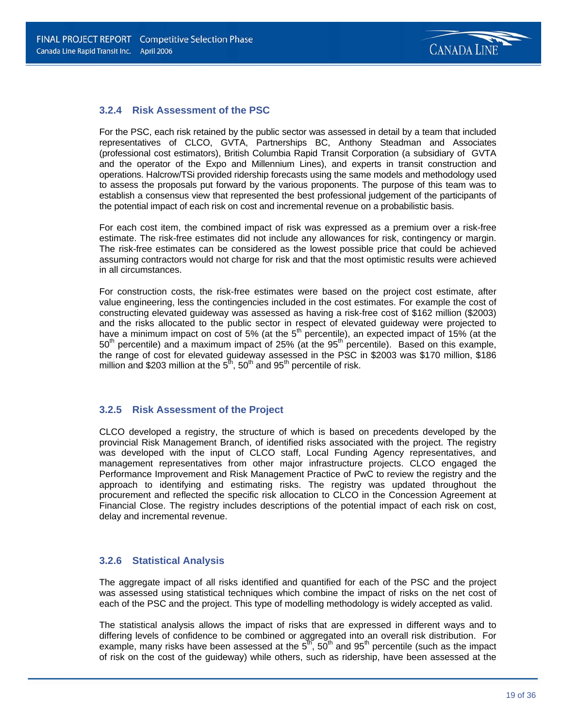### 3.2.4 Risk Assessment of the PSC

For the PSC, each risk retained by the public sector was assessed in detail by a team that included representatives of CLCO, GVTA, Partnerships BC, Anthony Steadman and Associates (professional cost estimators), British Columbia Rapid Transit Corporation (a subsidiary of GVTA and the operator of the Expo and Millennium Lines), and experts in transit construction and operations. Halcrow/TSi provided ridership forecasts using the same models and methodology used to assess the proposals put forward by the various proponents. The purpose of this team was to establish a consensus view that represented the best professional judgement of the participants of the potential impact of each risk on cost and incremental revenue on a probabilistic basis.

For each cost item, the combined impact of risk was expressed as a premium over a risk-free estimate. The risk-free estimates did not include any allowances for risk, contingency or margin. The risk-free estimates can be considered as the lowest possible price that could be achieved assuming contractors would not charge for risk and that the most optimistic results were achieved in all circumstances.

For construction costs, the risk-free estimates were based on the project cost estimate, after value engineering, less the contingencies included in the cost estimates. For example the cost of constructing elevated guideway was assessed as having a risk-free cost of \$162 million (\$2003) and the risks allocated to the public sector in respect of elevated guideway were projected to have a minimum impact on cost of 5% (at the $5^{th}$ percentile), an expected impact of 15% (at the $50^{th}$ percentile) and a maximum impact of 25% (at the $95^{th}$ percentile). Based on this example, the range of cost for elevated guideway assessed in the PSC in \$2003 was \$170 million, \$186 million and \$203 million at the $5^{th}$, $50^{th}$ and $95^{th}$ percentile of risk.

### 3.2.5 Risk Assessment of the Project

CLCO developed a registry, the structure of which is based on precedents developed by the provincial Risk Management Branch, of identified risks associated with the project. The registry was developed with the input of CLCO staff, Local Funding Agency representatives, and management representatives from other major infrastructure projects. CLCO engaged the Performance Improvement and Risk Management Practice of PwC to review the registry and the approach to identifying and estimating risks. The registry was updated throughout the procurement and reflected the specific risk allocation to CLCO in the Concession Agreement at Financial Close. The registry includes descriptions of the potential impact of each risk on cost, delay and incremental revenue.

### 3.2.6 Statistical Analysis

The aggregate impact of all risks identified and quantified for each of the PSC and the project was assessed using statistical techniques which combine the impact of risks on the net cost of each of the PSC and the project. This type of modelling methodology is widely accepted as valid.

The statistical analysis allows the impact of risks that are expressed in different ways and to differing levels of confidence to be combined or aggregated into an overall risk distribution. For example, many risks have been assessed at the $5^{th}$, $50^{th}$ and $95^{th}$ percentile (such as the impact of risk on the cost of the guideway) while others, such as ridership, have been assessed at the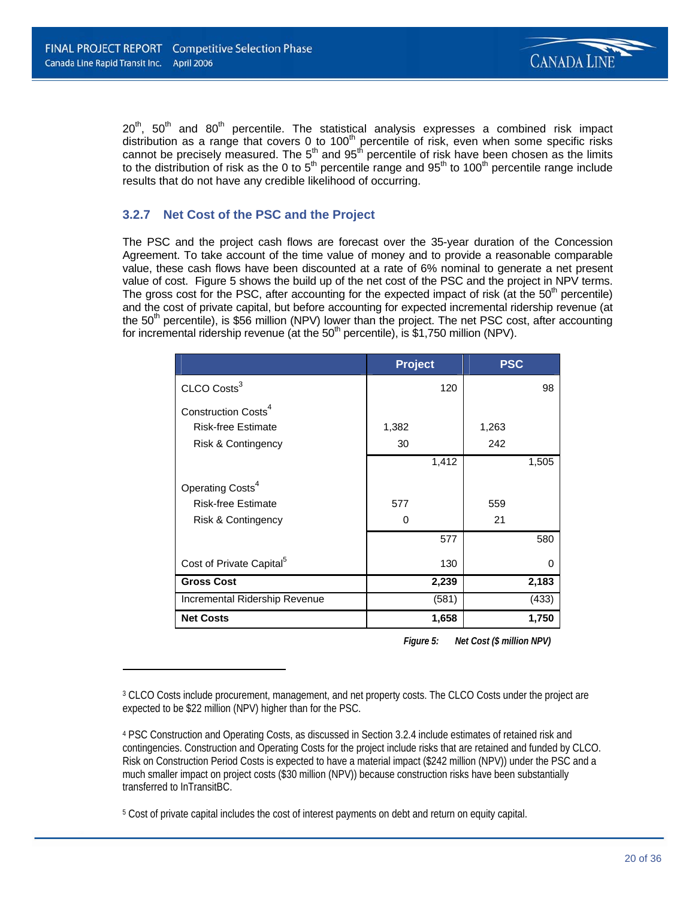20th, 50th and 80th percentile. The statistical analysis expresses a combined risk impact distribution as a range that covers 0 to 100th percentile of risk, even when some specific risks cannot be precisely measured. The 5th and 95th percentile of risk have been chosen as the limits to the distribution of risk as the 0 to 5th percentile range and 95th to 100th percentile range include results that do not have any credible likelihood of occurring.

### 3.2.7 Net Cost of the PSC and the Project

The PSC and the project cash flows are forecast over the 35-year duration of the Concession Agreement. To take account of the time value of money and to provide a reasonable comparable value, these cash flows have been discounted at a rate of 6% nominal to generate a net present value of cost. Figure 5 shows the build up of the net cost of the PSC and the project in NPV terms. The gross cost for the PSC, after accounting for the expected impact of risk (at the 50th percentile) and the cost of private capital, but before accounting for expected incremental ridership revenue (at the 50th percentile), is $56 million (NPV) lower than the project. The net PSC cost, after accounting for incremental ridership revenue (at the 50th percentile), is $1,750 million (NPV).

| | Project | | PSC | |
|---|---|---|---|---|
| CLCO Costs[3] | | 120 | | 98 |
| Construction Costs[4] | | | | |
| Risk-free Estimate | 1,382 | | 1,263 | |
| Risk & Contingency | 30 | | 242 | |
| | | 1,412 | | 1,505 |
| Operating Costs[4] | | | | |
| Risk-free Estimate | 577 | | 559 | |
| Risk & Contingency | 0 | | 21 | |
| | | 577 | | 580 |
| Cost of Private Capital[5] | | 130 | | 0 |
| **Gross Cost** | | **2,239** | | **2,183** |
| Incremental Ridership Revenue | | (581) | | (433) |
| **Net Costs** | | **1,658** | | **1,750** |

*Figure 5: Net Cost ($ million NPV)*

[3] CLCO Costs include procurement, management, and net property costs. The CLCO Costs under the project are expected to be $22 million (NPV) higher than for the PSC.

[4] PSC Construction and Operating Costs, as discussed in Section 3.2.4 include estimates of retained risk and contingencies. Construction and Operating Costs for the project include risks that are retained and funded by CLCO. Risk on Construction Period Costs is expected to have a material impact ($242 million (NPV)) under the PSC and a much smaller impact on project costs ($30 million (NPV)) because construction risks have been substantially transferred to InTransitBC.

[5] Cost of private capital includes the cost of interest payments on debt and return on equity capital.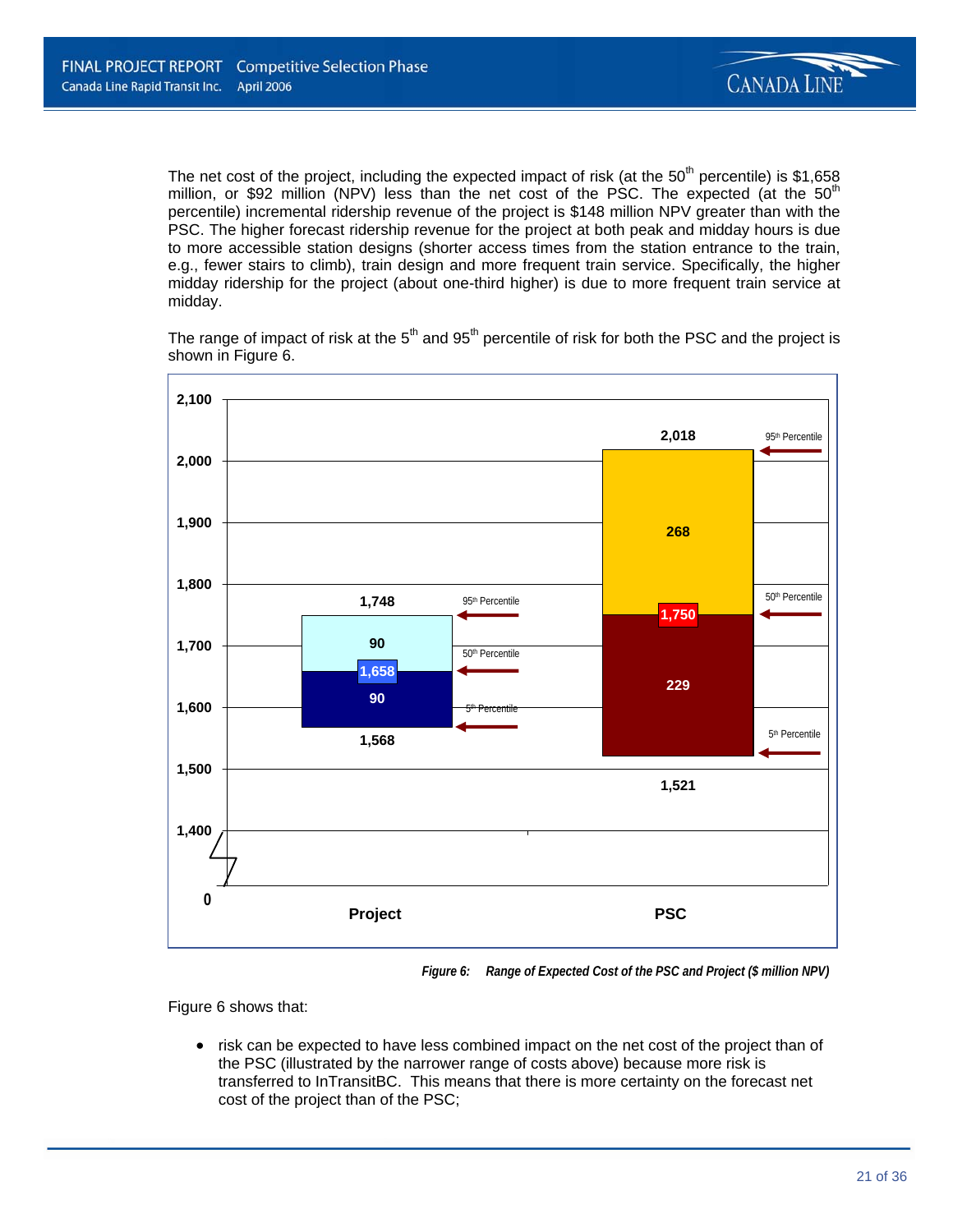The net cost of the project, including the expected impact of risk (at the 50th percentile) is $1,658 million, or $92 million (NPV) less than the net cost of the PSC. The expected (at the 50th percentile) incremental ridership revenue of the project is $148 million NPV greater than with the PSC. The higher forecast ridership revenue for the project at both peak and midday hours is due to more accessible station designs (shorter access times from the station entrance to the train, e.g., fewer stairs to climb), train design and more frequent train service. Specifically, the higher midday ridership for the project (about one-third higher) is due to more frequent train service at midday.

The range of impact of risk at the 5th and 95th percentile of risk for both the PSC and the project is shown in Figure 6.

| | Project | PSC |
|---|---|---|
| 95th Percentile | 1,748 | 2,018 |
| Range 50th to 95th | 90 | 268 |
| 50th Percentile | 1,658 | 1,750 |
| Range 5th to 50th | 90 | 229 |
| 5th Percentile | 1,568 | 1,521 |

*Figure 6: Range of Expected Cost of the PSC and Project ($ million NPV)*

Figure 6 shows that:

- risk can be expected to have less combined impact on the net cost of the project than of the PSC (illustrated by the narrower range of costs above) because more risk is transferred to InTransitBC. This means that there is more certainty on the forecast net cost of the project than of the PSC;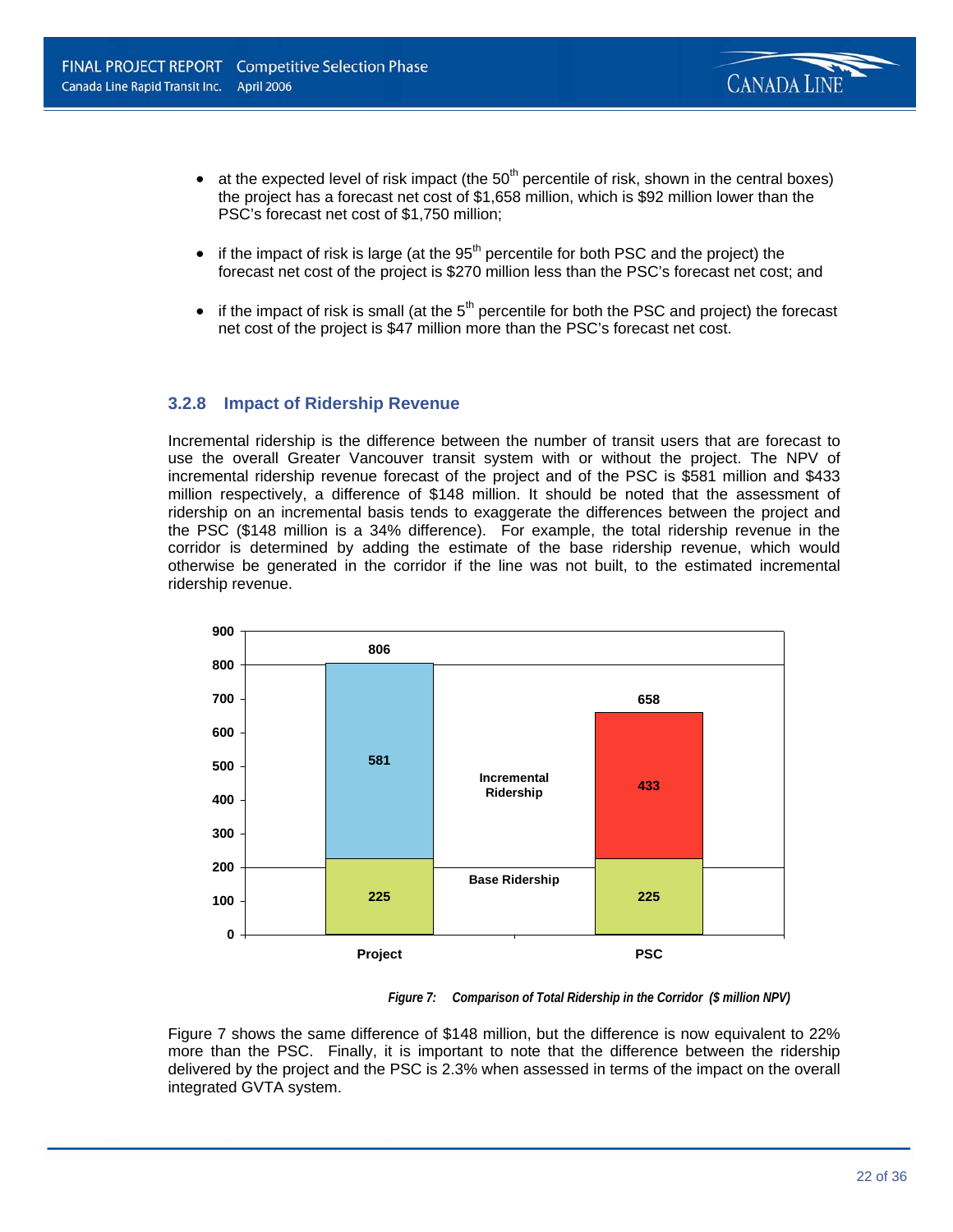- at the expected level of risk impact (the 50th percentile of risk, shown in the central boxes) the project has a forecast net cost of $1,658 million, which is $92 million lower than the PSC's forecast net cost of $1,750 million;

- if the impact of risk is large (at the 95th percentile for both PSC and the project) the forecast net cost of the project is $270 million less than the PSC's forecast net cost; and

- if the impact of risk is small (at the 5th percentile for both the PSC and project) the forecast net cost of the project is $47 million more than the PSC's forecast net cost.

### 3.2.8 Impact of Ridership Revenue

Incremental ridership is the difference between the number of transit users that are forecast to use the overall Greater Vancouver transit system with or without the project. The NPV of incremental ridership revenue forecast of the project and of the PSC is $581 million and $433 million respectively, a difference of $148 million. It should be noted that the assessment of ridership on an incremental basis tends to exaggerate the differences between the project and the PSC ($148 million is a 34% difference). For example, the total ridership revenue in the corridor is determined by adding the estimate of the base ridership revenue, which would otherwise be generated in the corridor if the line was not built, to the estimated incremental ridership revenue.

| | Project | PSC |
|---|---|---|
| Incremental Ridership | 581 | 433 |
| Base Ridership | 225 | 225 |
| Total | 806 | 658 |

*Figure 7: Comparison of Total Ridership in the Corridor ($ million NPV)*

Figure 7 shows the same difference of $148 million, but the difference is now equivalent to 22% more than the PSC. Finally, it is important to note that the difference between the ridership delivered by the project and the PSC is 2.3% when assessed in terms of the impact on the overall integrated GVTA system.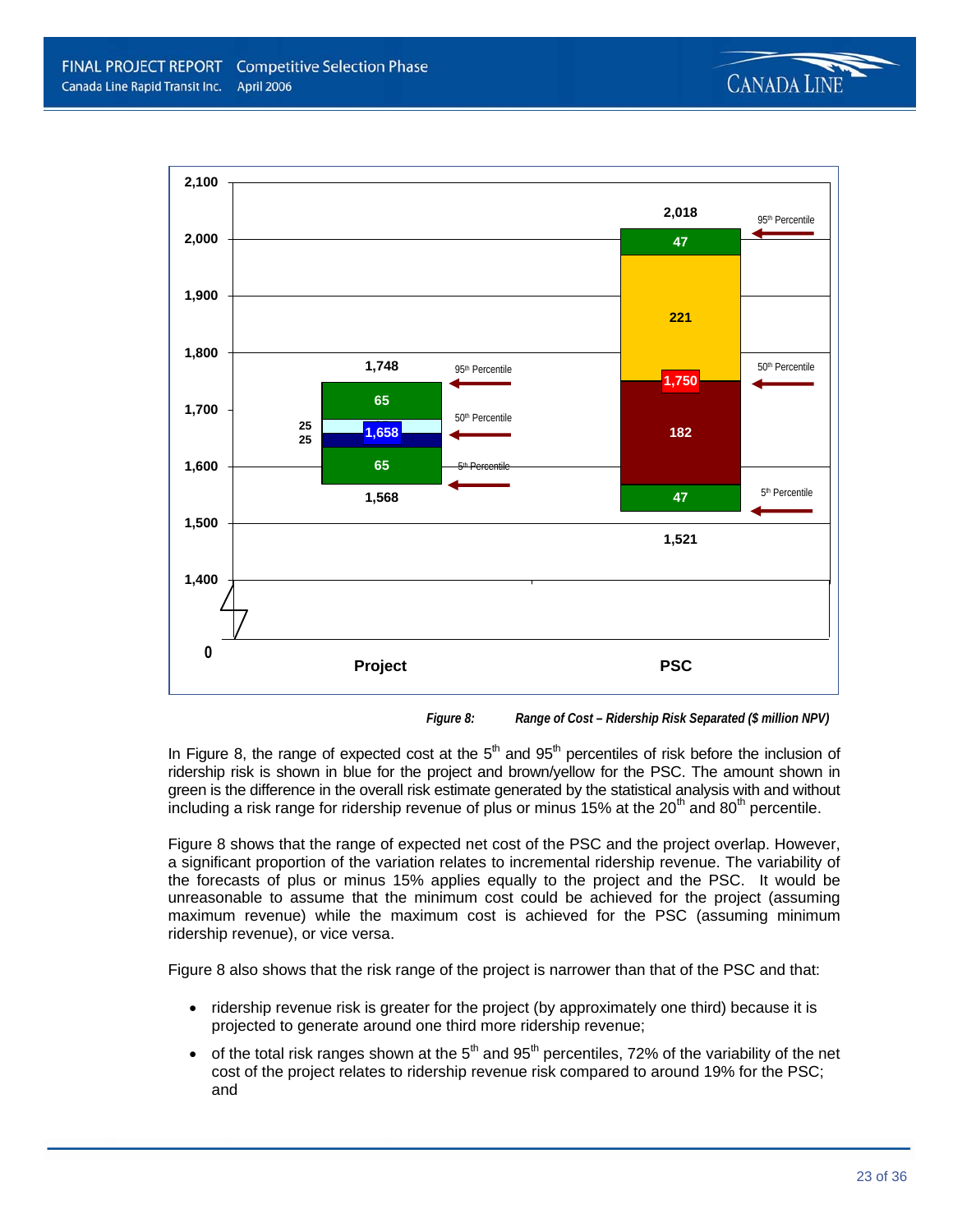*Figure 8: Range of Cost – Ridership Risk Separated ($ million NPV)*

In Figure 8, the range of expected cost at the 5th and 95th percentiles of risk before the inclusion of ridership risk is shown in blue for the project and brown/yellow for the PSC. The amount shown in green is the difference in the overall risk estimate generated by the statistical analysis with and without including a risk range for ridership revenue of plus or minus 15% at the 20th and 80th percentile.

Figure 8 shows that the range of expected net cost of the PSC and the project overlap. However, a significant proportion of the variation relates to incremental ridership revenue. The variability of the forecasts of plus or minus 15% applies equally to the project and the PSC. It would be unreasonable to assume that the minimum cost could be achieved for the project (assuming maximum revenue) while the maximum cost is achieved for the PSC (assuming minimum ridership revenue), or vice versa.

Figure 8 also shows that the risk range of the project is narrower than that of the PSC and that:

- ridership revenue risk is greater for the project (by approximately one third) because it is projected to generate around one third more ridership revenue;
- of the total risk ranges shown at the 5th and 95th percentiles, 72% of the variability of the net cost of the project relates to ridership revenue risk compared to around 19% for the PSC; and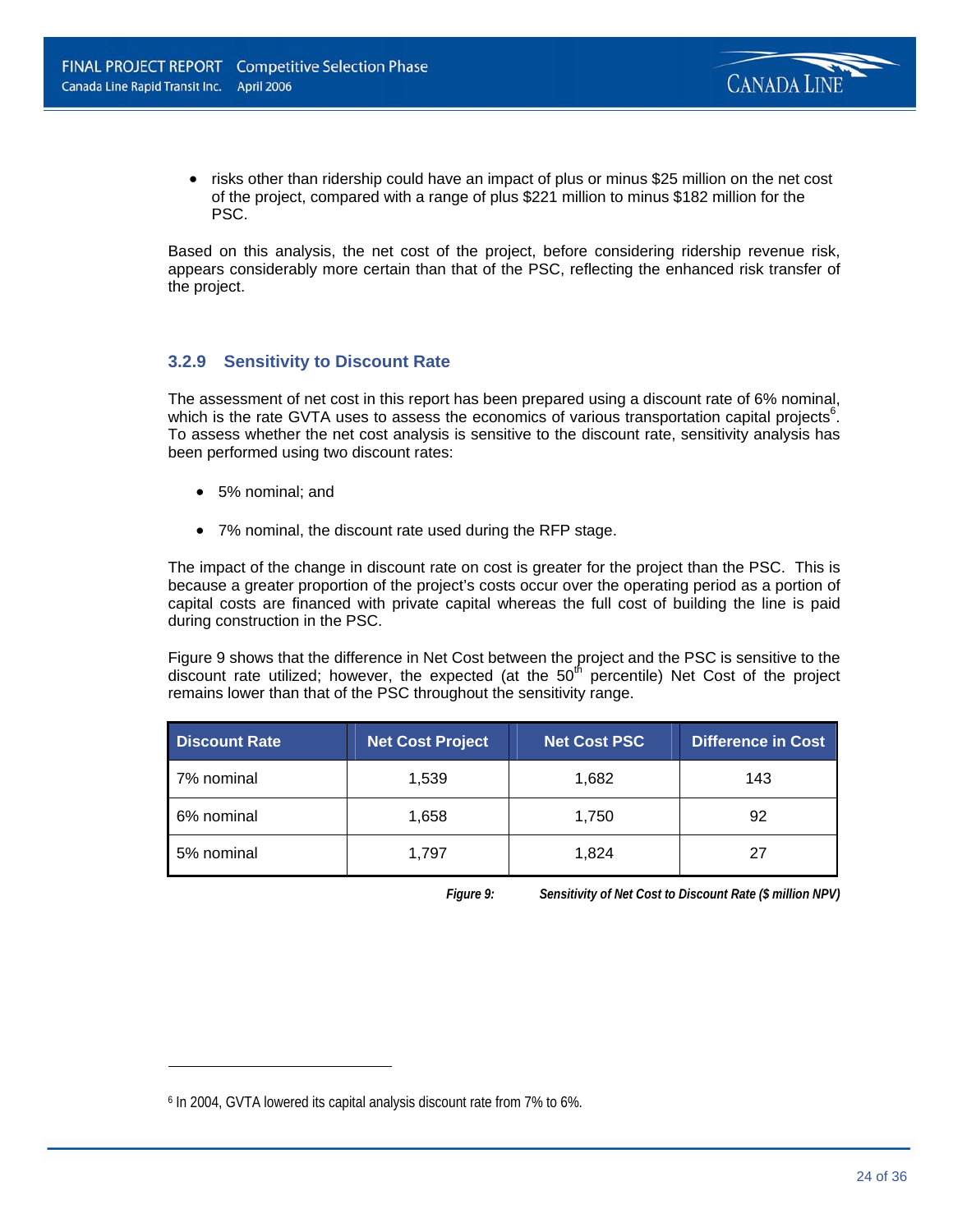- risks other than ridership could have an impact of plus or minus $25 million on the net cost of the project, compared with a range of plus $221 million to minus $182 million for the PSC.

Based on this analysis, the net cost of the project, before considering ridership revenue risk, appears considerably more certain than that of the PSC, reflecting the enhanced risk transfer of the project.

### 3.2.9 Sensitivity to Discount Rate

The assessment of net cost in this report has been prepared using a discount rate of 6% nominal, which is the rate GVTA uses to assess the economics of various transportation capital projects[6]. To assess whether the net cost analysis is sensitive to the discount rate, sensitivity analysis has been performed using two discount rates:

- 5% nominal; and
- 7% nominal, the discount rate used during the RFP stage.

The impact of the change in discount rate on cost is greater for the project than the PSC. This is because a greater proportion of the project's costs occur over the operating period as a portion of capital costs are financed with private capital whereas the full cost of building the line is paid during construction in the PSC.

Figure 9 shows that the difference in Net Cost between the project and the PSC is sensitive to the discount rate utilized; however, the expected (at the 50th percentile) Net Cost of the project remains lower than that of the PSC throughout the sensitivity range.

| Discount Rate | Net Cost Project | Net Cost PSC | Difference in Cost |
|---|---|---|---|
| 7% nominal | 1,539 | 1,682 | 143 |
| 6% nominal | 1,658 | 1,750 | 92 |
| 5% nominal | 1,797 | 1,824 | 27 |

*Figure 9: Sensitivity of Net Cost to Discount Rate ($ million NPV)*

[6] In 2004, GVTA lowered its capital analysis discount rate from 7% to 6%.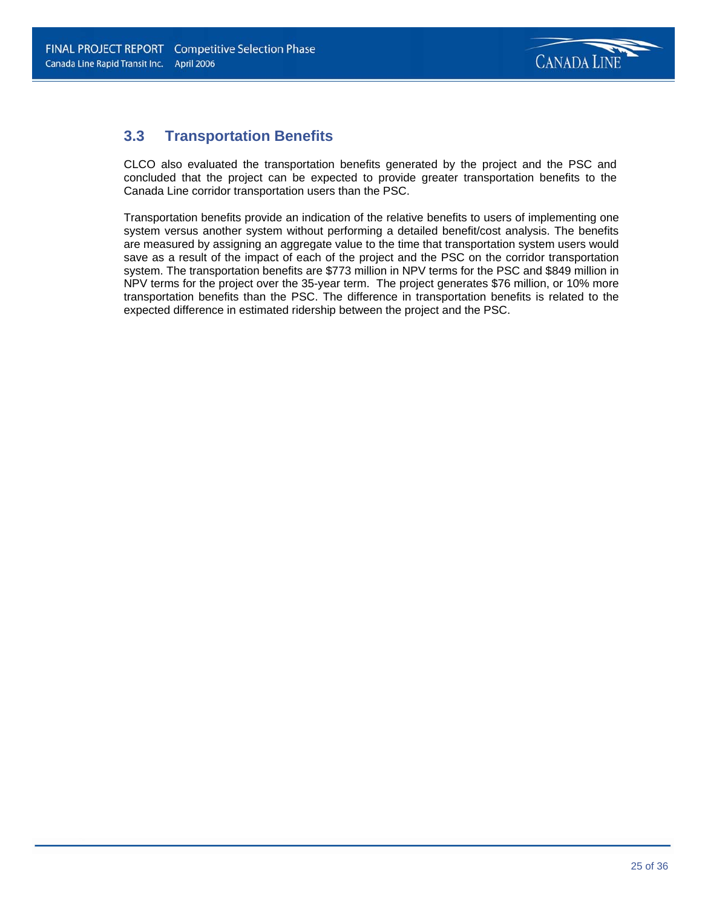## 3.3 Transportation Benefits

CLCO also evaluated the transportation benefits generated by the project and the PSC and concluded that the project can be expected to provide greater transportation benefits to the Canada Line corridor transportation users than the PSC.

Transportation benefits provide an indication of the relative benefits to users of implementing one system versus another system without performing a detailed benefit/cost analysis. The benefits are measured by assigning an aggregate value to the time that transportation system users would save as a result of the impact of each of the project and the PSC on the corridor transportation system. The transportation benefits are $773 million in NPV terms for the PSC and $849 million in NPV terms for the project over the 35-year term. The project generates $76 million, or 10% more transportation benefits than the PSC. The difference in transportation benefits is related to the expected difference in estimated ridership between the project and the PSC.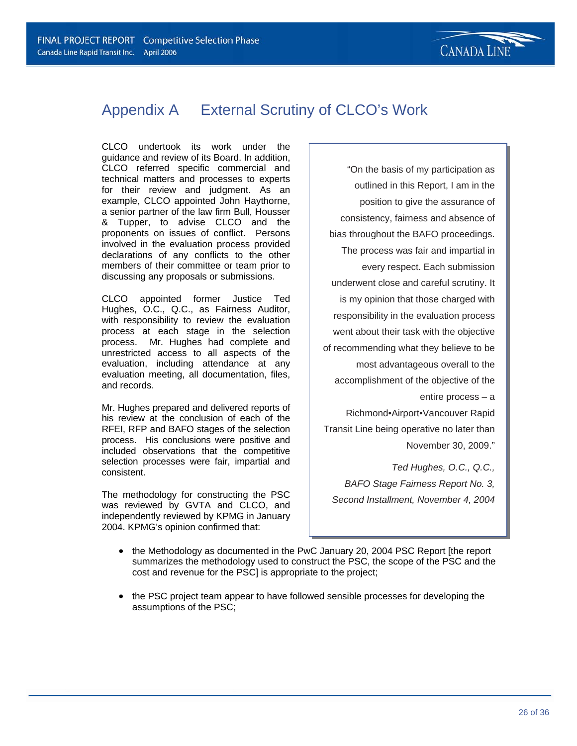# Appendix A External Scrutiny of CLCO's Work

CLCO undertook its work under the guidance and review of its Board. In addition, CLCO referred specific commercial and technical matters and processes to experts for their review and judgment. As an example, CLCO appointed John Haythorne, a senior partner of the law firm Bull, Housser & Tupper, to advise CLCO and the proponents on issues of conflict. Persons involved in the evaluation process provided declarations of any conflicts to the other members of their committee or team prior to discussing any proposals or submissions.

CLCO appointed former Justice Ted Hughes, O.C., Q.C., as Fairness Auditor, with responsibility to review the evaluation process at each stage in the selection process. Mr. Hughes had complete and unrestricted access to all aspects of the evaluation, including attendance at any evaluation meeting, all documentation, files, and records.

Mr. Hughes prepared and delivered reports of his review at the conclusion of each of the RFEI, RFP and BAFO stages of the selection process. His conclusions were positive and included observations that the competitive selection processes were fair, impartial and consistent.

> "On the basis of my participation as outlined in this Report, I am in the position to give the assurance of consistency, fairness and absence of bias throughout the BAFO proceedings. The process was fair and impartial in every respect. Each submission underwent close and careful scrutiny. It is my opinion that those charged with responsibility in the evaluation process went about their task with the objective of recommending what they believe to be most advantageous overall to the accomplishment of the objective of the entire process – a Richmond•Airport•Vancouver Rapid Transit Line being operative no later than November 30, 2009."
>
> *Ted Hughes, O.C., Q.C.,*
> *BAFO Stage Fairness Report No. 3,*
> *Second Installment, November 4, 2004*

The methodology for constructing the PSC was reviewed by GVTA and CLCO, and independently reviewed by KPMG in January 2004. KPMG's opinion confirmed that:

- the Methodology as documented in the PwC January 20, 2004 PSC Report [the report summarizes the methodology used to construct the PSC, the scope of the PSC and the cost and revenue for the PSC] is appropriate to the project;
- the PSC project team appear to have followed sensible processes for developing the assumptions of the PSC;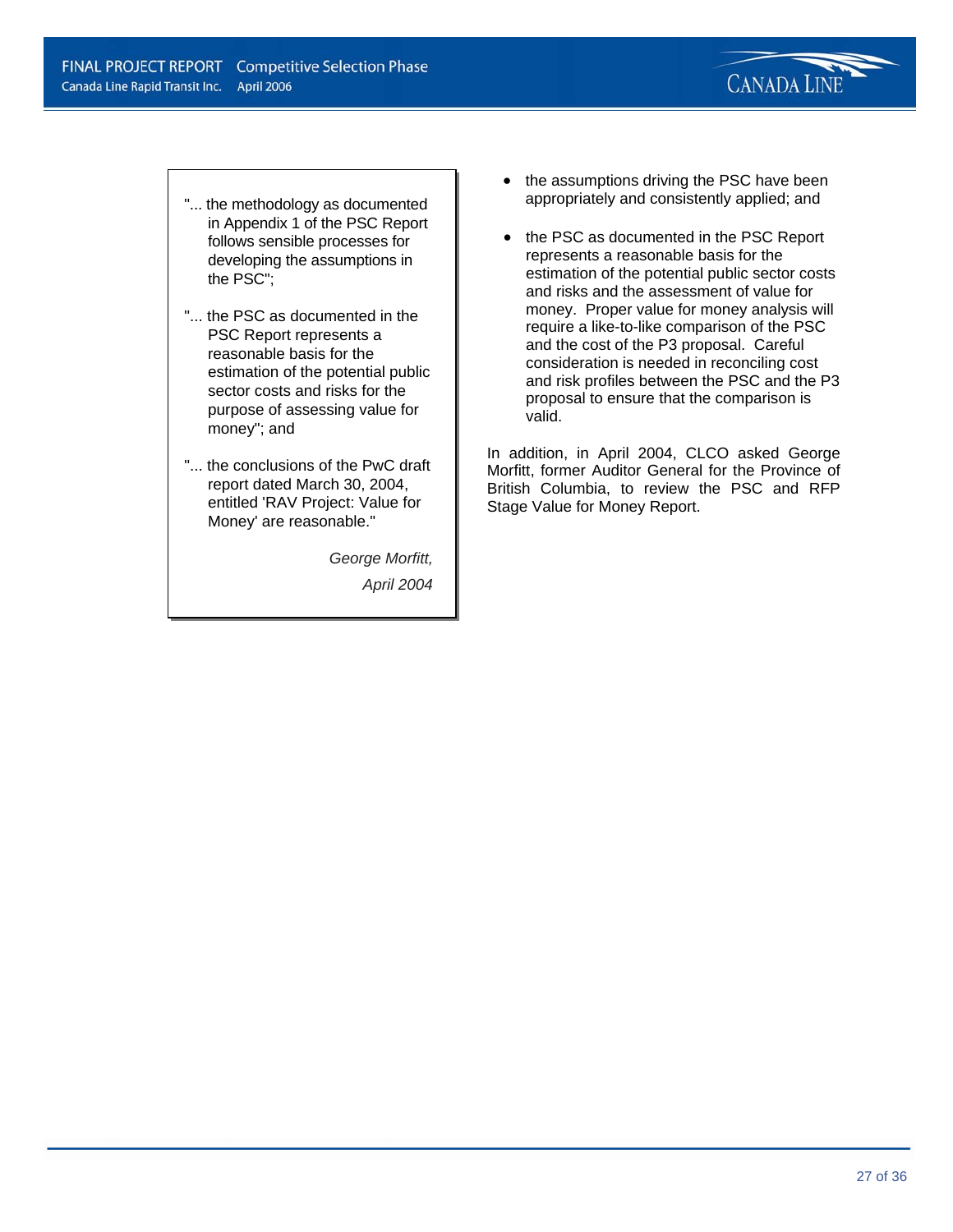"... the methodology as documented in Appendix 1 of the PSC Report follows sensible processes for developing the assumptions in the PSC";

"... the PSC as documented in the PSC Report represents a reasonable basis for the estimation of the potential public sector costs and risks for the purpose of assessing value for money"; and

"... the conclusions of the PwC draft report dated March 30, 2004, entitled 'RAV Project: Value for Money' are reasonable."

*George Morfitt,*

*April 2004*

- the assumptions driving the PSC have been appropriately and consistently applied; and
- the PSC as documented in the PSC Report represents a reasonable basis for the estimation of the potential public sector costs and risks and the assessment of value for money. Proper value for money analysis will require a like-to-like comparison of the PSC and the cost of the P3 proposal. Careful consideration is needed in reconciling cost and risk profiles between the PSC and the P3 proposal to ensure that the comparison is valid.

In addition, in April 2004, CLCO asked George Morfitt, former Auditor General for the Province of British Columbia, to review the PSC and RFP Stage Value for Money Report.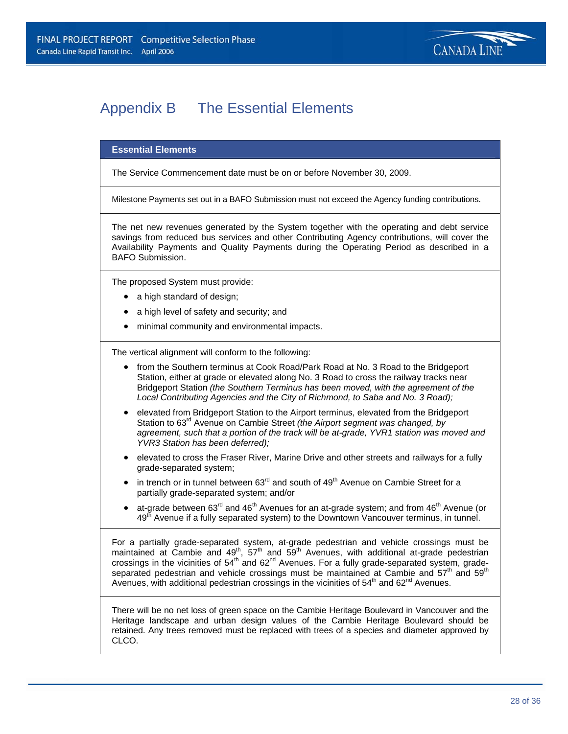# Appendix B The Essential Elements

| Essential Elements |
|---|
| The Service Commencement date must be on or before November 30, 2009. |
| Milestone Payments set out in a BAFO Submission must not exceed the Agency funding contributions. |
| The net new revenues generated by the System together with the operating and debt service savings from reduced bus services and other Contributing Agency contributions, will cover the Availability Payments and Quality Payments during the Operating Period as described in a BAFO Submission. |
| The proposed System must provide: <br>• a high standard of design; <br>• a high level of safety and security; and <br>• minimal community and environmental impacts. |
| The vertical alignment will conform to the following: <br>• from the Southern terminus at Cook Road/Park Road at No. 3 Road to the Bridgeport Station, either at grade or elevated along No. 3 Road to cross the railway tracks near Bridgeport Station *(the Southern Terminus has been moved, with the agreement of the Local Contributing Agencies and the City of Richmond, to Saba and No. 3 Road);* <br>• elevated from Bridgeport Station to the Airport terminus, elevated from the Bridgeport Station to 63rd Avenue on Cambie Street *(the Airport segment was changed, by agreement, such that a portion of the track will be at-grade, YVR1 station was moved and YVR3 Station has been deferred);* <br>• elevated to cross the Fraser River, Marine Drive and other streets and railways for a fully grade-separated system; <br>• in trench or in tunnel between 63rd and south of 49th Avenue on Cambie Street for a partially grade-separated system; and/or <br>• at-grade between 63rd and 46th Avenues for an at-grade system; and from 46th Avenue (or 49th Avenue if a fully separated system) to the Downtown Vancouver terminus, in tunnel. |
| For a partially grade-separated system, at-grade pedestrian and vehicle crossings must be maintained at Cambie and 49th, 57th and 59th Avenues, with additional at-grade pedestrian crossings in the vicinities of 54th and 62nd Avenues. For a fully grade-separated system, grade-separated pedestrian and vehicle crossings must be maintained at Cambie and 57th and 59th Avenues, with additional pedestrian crossings in the vicinities of 54th and 62nd Avenues. |
| There will be no net loss of green space on the Cambie Heritage Boulevard in Vancouver and the Heritage landscape and urban design values of the Cambie Heritage Boulevard should be retained. Any trees removed must be replaced with trees of a species and diameter approved by CLCO. |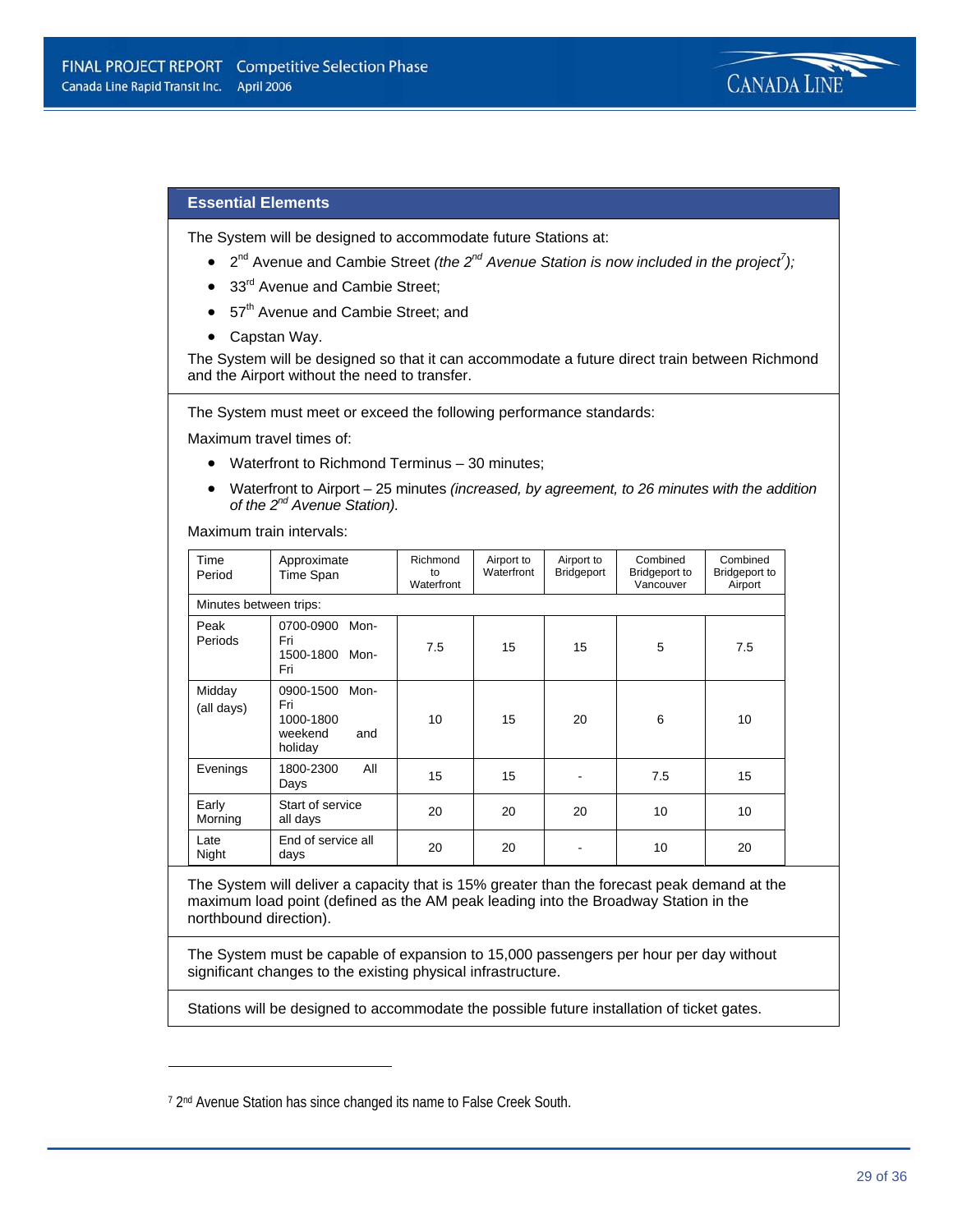### Essential Elements

The System will be designed to accommodate future Stations at:

- 2nd Avenue and Cambie Street *(the 2nd Avenue Station is now included in the project[7]);*
- 33rd Avenue and Cambie Street;
- 57th Avenue and Cambie Street; and
- Capstan Way.

The System will be designed so that it can accommodate a future direct train between Richmond and the Airport without the need to transfer.

The System must meet or exceed the following performance standards:

Maximum travel times of:

- Waterfront to Richmond Terminus – 30 minutes;
- Waterfront to Airport – 25 minutes *(increased, by agreement, to 26 minutes with the addition of the 2nd Avenue Station).*

Maximum train intervals:

| Time Period | Approximate Time Span | Richmond to Waterfront | Airport to Waterfront | Airport to Bridgeport | Combined Bridgeport to Vancouver | Combined Bridgeport to Airport |
|---|---|---|---|---|---|---|
| Minutes between trips: | | | | | | |
| Peak Periods | 0700-0900 Mon-Fri<br>1500-1800 Mon-Fri | 7.5 | 15 | 15 | 5 | 7.5 |
| Midday (all days) | 0900-1500 Mon-Fri<br>1000-1800 weekend and holiday | 10 | 15 | 20 | 6 | 10 |
| Evenings | 1800-2300 All Days | 15 | 15 | - | 7.5 | 15 |
| Early Morning | Start of service all days | 20 | 20 | 20 | 10 | 10 |
| Late Night | End of service all days | 20 | 20 | - | 10 | 20 |

The System will deliver a capacity that is 15% greater than the forecast peak demand at the maximum load point (defined as the AM peak leading into the Broadway Station in the northbound direction).

The System must be capable of expansion to 15,000 passengers per hour per day without significant changes to the existing physical infrastructure.

Stations will be designed to accommodate the possible future installation of ticket gates.

---

[7] 2nd Avenue Station has since changed its name to False Creek South.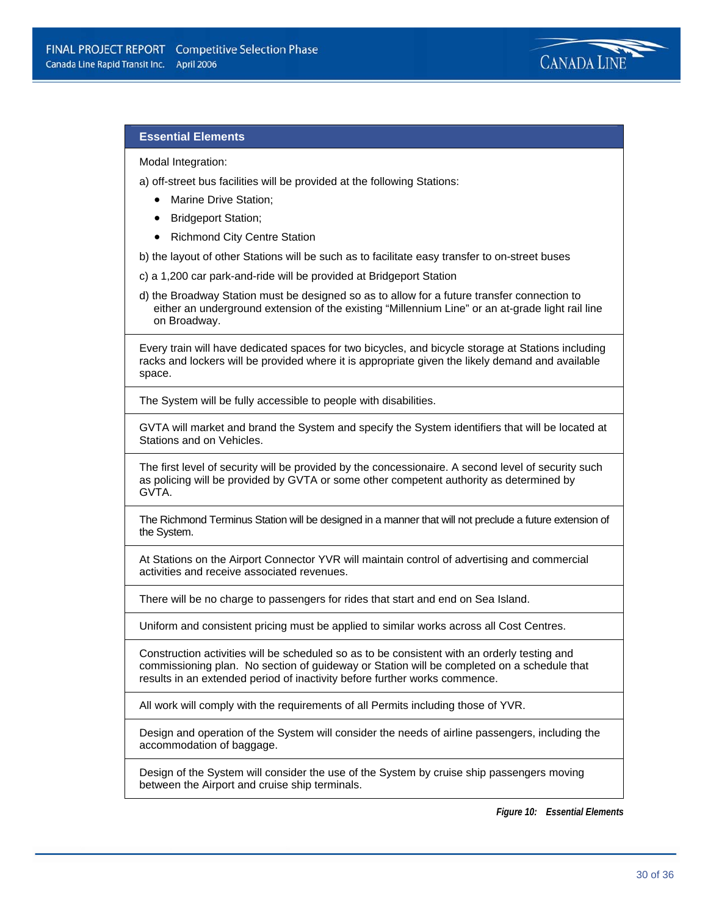| Essential Elements |
| --- |
| Modal Integration:<br><br>a) off-street bus facilities will be provided at the following Stations:<br>• Marine Drive Station;<br>• Bridgeport Station;<br>• Richmond City Centre Station<br><br>b) the layout of other Stations will be such as to facilitate easy transfer to on-street buses<br><br>c) a 1,200 car park-and-ride will be provided at Bridgeport Station<br><br>d) the Broadway Station must be designed so as to allow for a future transfer connection to either an underground extension of the existing "Millennium Line" or an at-grade light rail line on Broadway. |
| Every train will have dedicated spaces for two bicycles, and bicycle storage at Stations including racks and lockers will be provided where it is appropriate given the likely demand and available space. |
| The System will be fully accessible to people with disabilities. |
| GVTA will market and brand the System and specify the System identifiers that will be located at Stations and on Vehicles. |
| The first level of security will be provided by the concessionaire. A second level of security such as policing will be provided by GVTA or some other competent authority as determined by GVTA. |
| The Richmond Terminus Station will be designed in a manner that will not preclude a future extension of the System. |
| At Stations on the Airport Connector YVR will maintain control of advertising and commercial activities and receive associated revenues. |
| There will be no charge to passengers for rides that start and end on Sea Island. |
| Uniform and consistent pricing must be applied to similar works across all Cost Centres. |
| Construction activities will be scheduled so as to be consistent with an orderly testing and commissioning plan. No section of guideway or Station will be completed on a schedule that results in an extended period of inactivity before further works commence. |
| All work will comply with the requirements of all Permits including those of YVR. |
| Design and operation of the System will consider the needs of airline passengers, including the accommodation of baggage. |
| Design of the System will consider the use of the System by cruise ship passengers moving between the Airport and cruise ship terminals. |

*Figure 10: Essential Elements*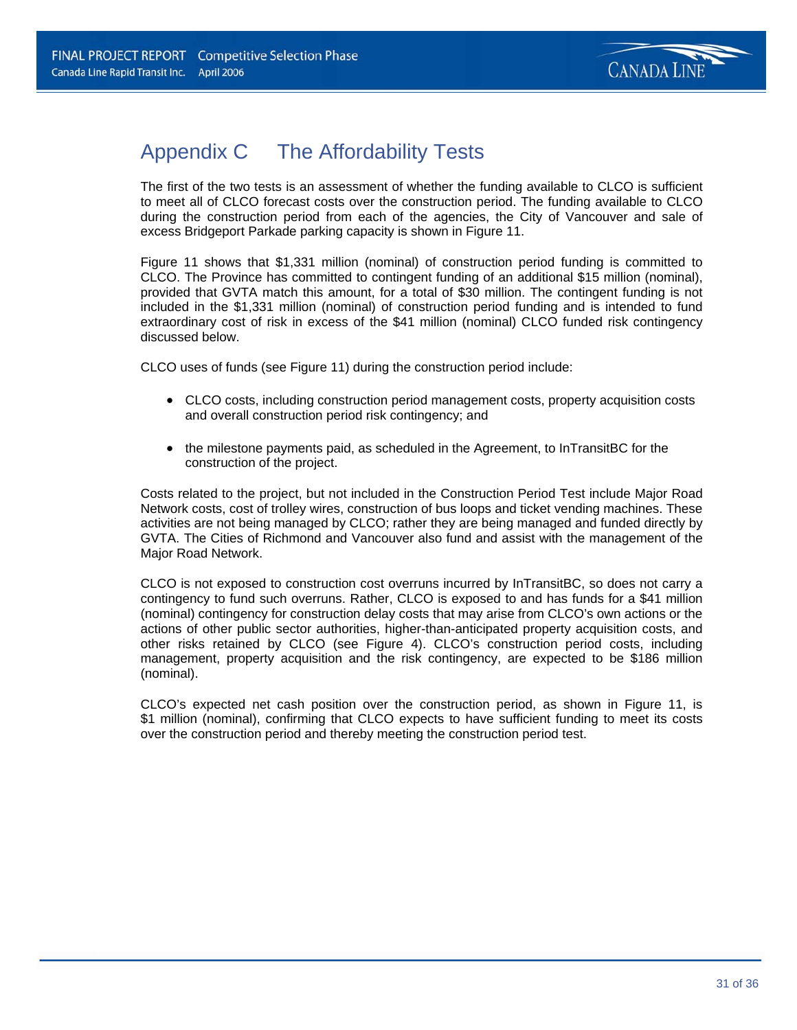# Appendix C The Affordability Tests

The first of the two tests is an assessment of whether the funding available to CLCO is sufficient to meet all of CLCO forecast costs over the construction period. The funding available to CLCO during the construction period from each of the agencies, the City of Vancouver and sale of excess Bridgeport Parkade parking capacity is shown in Figure 11.

Figure 11 shows that $1,331 million (nominal) of construction period funding is committed to CLCO. The Province has committed to contingent funding of an additional $15 million (nominal), provided that GVTA match this amount, for a total of $30 million. The contingent funding is not included in the $1,331 million (nominal) of construction period funding and is intended to fund extraordinary cost of risk in excess of the $41 million (nominal) CLCO funded risk contingency discussed below.

CLCO uses of funds (see Figure 11) during the construction period include:

- CLCO costs, including construction period management costs, property acquisition costs and overall construction period risk contingency; and
- the milestone payments paid, as scheduled in the Agreement, to InTransitBC for the construction of the project.

Costs related to the project, but not included in the Construction Period Test include Major Road Network costs, cost of trolley wires, construction of bus loops and ticket vending machines. These activities are not being managed by CLCO; rather they are being managed and funded directly by GVTA. The Cities of Richmond and Vancouver also fund and assist with the management of the Major Road Network.

CLCO is not exposed to construction cost overruns incurred by InTransitBC, so does not carry a contingency to fund such overruns. Rather, CLCO is exposed to and has funds for a $41 million (nominal) contingency for construction delay costs that may arise from CLCO's own actions or the actions of other public sector authorities, higher-than-anticipated property acquisition costs, and other risks retained by CLCO (see Figure 4). CLCO's construction period costs, including management, property acquisition and the risk contingency, are expected to be $186 million (nominal).

CLCO's expected net cash position over the construction period, as shown in Figure 11, is $1 million (nominal), confirming that CLCO expects to have sufficient funding to meet its costs over the construction period and thereby meeting the construction period test.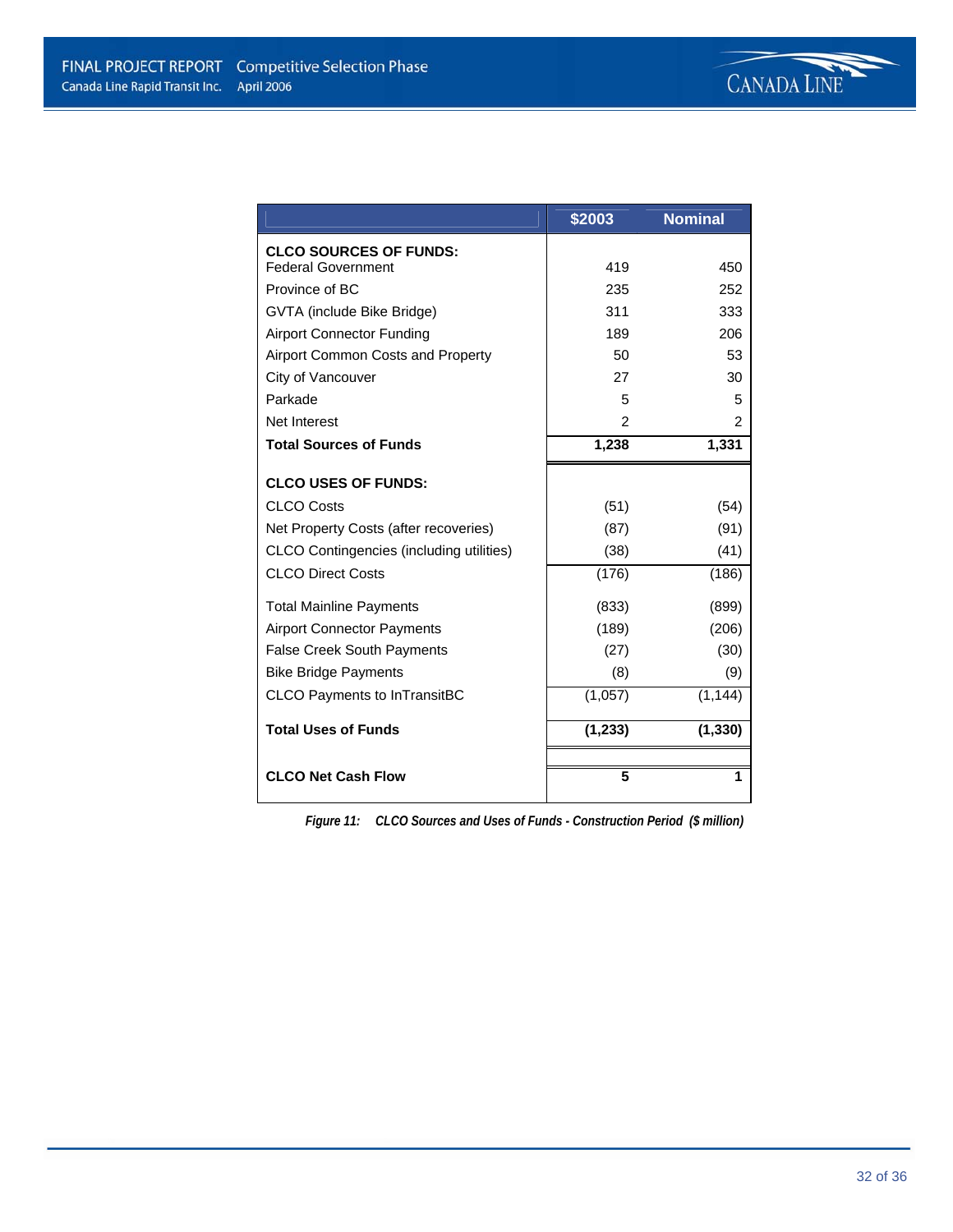| | $2003 | Nominal |
|---|---|---|
| **CLCO SOURCES OF FUNDS:** | | |
| Federal Government | 419 | 450 |
| Province of BC | 235 | 252 |
| GVTA (include Bike Bridge) | 311 | 333 |
| Airport Connector Funding | 189 | 206 |
| Airport Common Costs and Property | 50 | 53 |
| City of Vancouver | 27 | 30 |
| Parkade | 5 | 5 |
| Net Interest | 2 | 2 |
| **Total Sources of Funds** | **1,238** | **1,331** |
| **CLCO USES OF FUNDS:** | | |
| CLCO Costs | (51) | (54) |
| Net Property Costs (after recoveries) | (87) | (91) |
| CLCO Contingencies (including utilities) | (38) | (41) |
| CLCO Direct Costs | (176) | (186) |
| Total Mainline Payments | (833) | (899) |
| Airport Connector Payments | (189) | (206) |
| False Creek South Payments | (27) | (30) |
| Bike Bridge Payments | (8) | (9) |
| CLCO Payments to InTransitBC | (1,057) | (1,144) |
| **Total Uses of Funds** | **(1,233)** | **(1,330)** |
| **CLCO Net Cash Flow** | **5** | **1** |

*Figure 11: CLCO Sources and Uses of Funds - Construction Period ($ million)*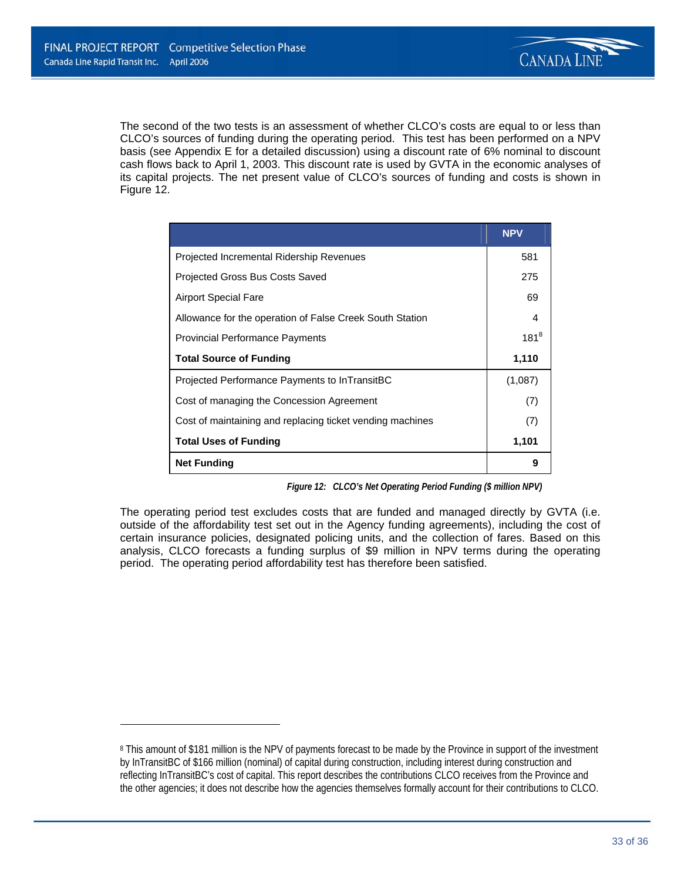The second of the two tests is an assessment of whether CLCO's costs are equal to or less than CLCO's sources of funding during the operating period. This test has been performed on a NPV basis (see Appendix E for a detailed discussion) using a discount rate of 6% nominal to discount cash flows back to April 1, 2003. This discount rate is used by GVTA in the economic analyses of its capital projects. The net present value of CLCO's sources of funding and costs is shown in Figure 12.

| | NPV |
|---|---|
| Projected Incremental Ridership Revenues | 581 |
| Projected Gross Bus Costs Saved | 275 |
| Airport Special Fare | 69 |
| Allowance for the operation of False Creek South Station | 4 |
| Provincial Performance Payments | 181[8] |
| **Total Source of Funding** | **1,110** |
| Projected Performance Payments to InTransitBC | (1,087) |
| Cost of managing the Concession Agreement | (7) |
| Cost of maintaining and replacing ticket vending machines | (7) |
| **Total Uses of Funding** | **1,101** |
| **Net Funding** | **9** |

*Figure 12: CLCO's Net Operating Period Funding ($ million NPV)*

The operating period test excludes costs that are funded and managed directly by GVTA (i.e. outside of the affordability test set out in the Agency funding agreements), including the cost of certain insurance policies, designated policing units, and the collection of fares. Based on this analysis, CLCO forecasts a funding surplus of $9 million in NPV terms during the operating period. The operating period affordability test has therefore been satisfied.

---

[8] This amount of $181 million is the NPV of payments forecast to be made by the Province in support of the investment by InTransitBC of $166 million (nominal) of capital during construction, including interest during construction and reflecting InTransitBC's cost of capital. This report describes the contributions CLCO receives from the Province and the other agencies; it does not describe how the agencies themselves formally account for their contributions to CLCO.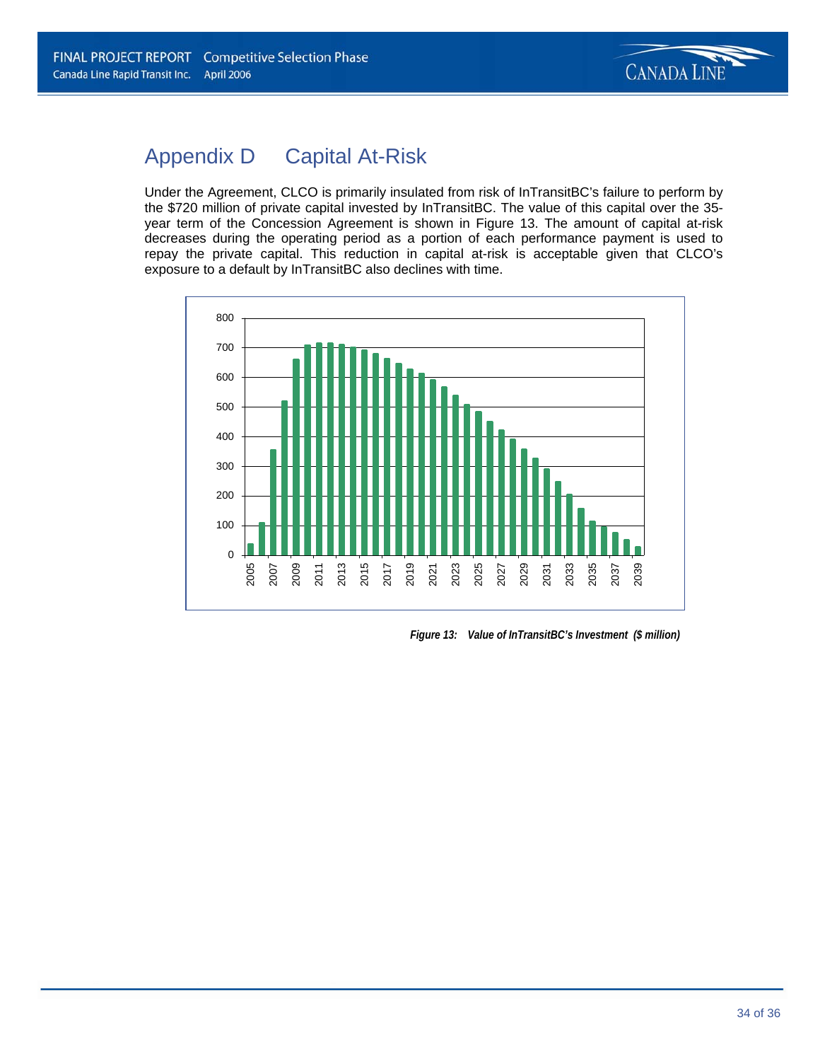# Appendix D Capital At-Risk

Under the Agreement, CLCO is primarily insulated from risk of InTransitBC's failure to perform by the $720 million of private capital invested by InTransitBC. The value of this capital over the 35-year term of the Concession Agreement is shown in Figure 13. The amount of capital at-risk decreases during the operating period as a portion of each performance payment is used to repay the private capital. This reduction in capital at-risk is acceptable given that CLCO's exposure to a default by InTransitBC also declines with time.

*Figure 13: Value of InTransitBC's Investment ($ million)*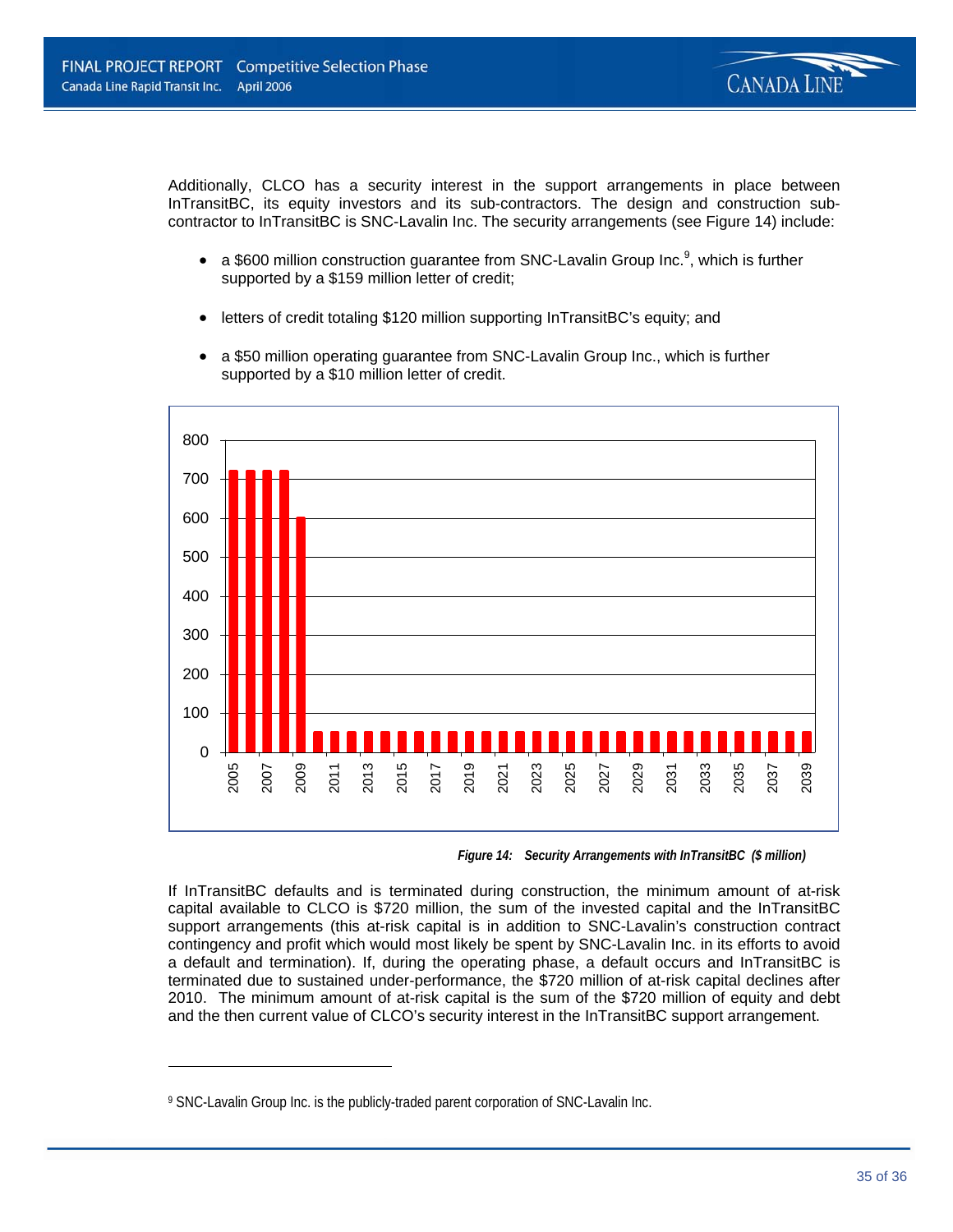Additionally, CLCO has a security interest in the support arrangements in place between InTransitBC, its equity investors and its sub-contractors. The design and construction sub-contractor to InTransitBC is SNC-Lavalin Inc. The security arrangements (see Figure 14) include:

- a $600 million construction guarantee from SNC-Lavalin Group Inc.[9], which is further supported by a $159 million letter of credit;
- letters of credit totaling $120 million supporting InTransitBC's equity; and
- a $50 million operating guarantee from SNC-Lavalin Group Inc., which is further supported by a $10 million letter of credit.

***Figure 14: Security Arrangements with InTransitBC ($ million)***

If InTransitBC defaults and is terminated during construction, the minimum amount of at-risk capital available to CLCO is $720 million, the sum of the invested capital and the InTransitBC support arrangements (this at-risk capital is in addition to SNC-Lavalin's construction contract contingency and profit which would most likely be spent by SNC-Lavalin Inc. in its efforts to avoid a default and termination). If, during the operating phase, a default occurs and InTransitBC is terminated due to sustained under-performance, the $720 million of at-risk capital declines after 2010. The minimum amount of at-risk capital is the sum of the $720 million of equity and debt and the then current value of CLCO's security interest in the InTransitBC support arrangement.

---

[9] SNC-Lavalin Group Inc. is the publicly-traded parent corporation of SNC-Lavalin Inc.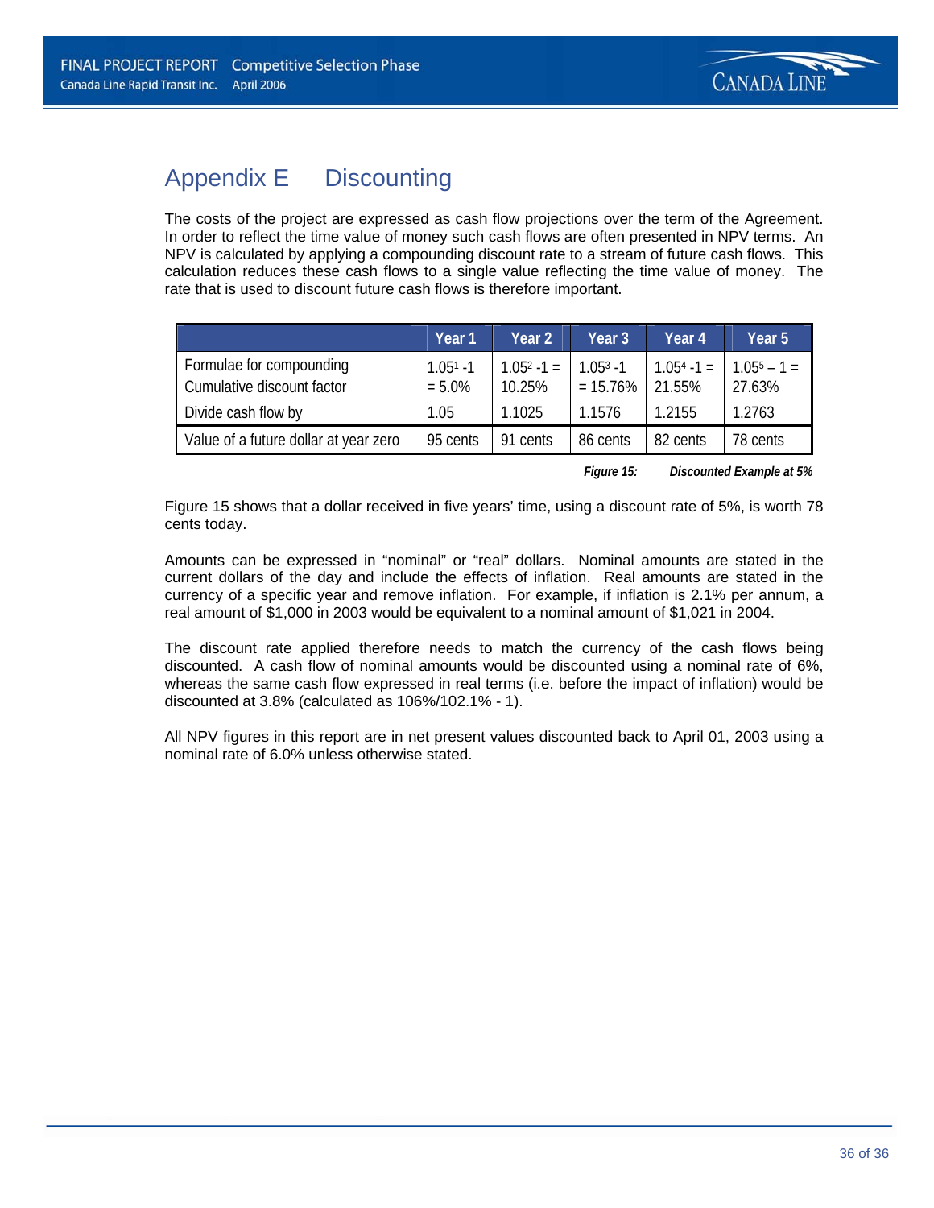# Appendix E Discounting

The costs of the project are expressed as cash flow projections over the term of the Agreement. In order to reflect the time value of money such cash flows are often presented in NPV terms. An NPV is calculated by applying a compounding discount rate to a stream of future cash flows. This calculation reduces these cash flows to a single value reflecting the time value of money. The rate that is used to discount future cash flows is therefore important.

| | Year 1 | Year 2 | Year 3 | Year 4 | Year 5 |
|---|---|---|---|---|---|
| Formulae for compounding Cumulative discount factor | $1.05^1 - 1$ = 5.0% | $1.05^2 - 1$ = 10.25% | $1.05^3 - 1$ = 15.76% | $1.05^4 - 1$ = 21.55% | $1.05^5 - 1$ = 27.63% |
| Divide cash flow by | 1.05 | 1.1025 | 1.1576 | 1.2155 | 1.2763 |
| Value of a future dollar at year zero | 95 cents | 91 cents | 86 cents | 82 cents | 78 cents |

*Figure 15: Discounted Example at 5%*

Figure 15 shows that a dollar received in five years' time, using a discount rate of 5%, is worth 78 cents today.

Amounts can be expressed in "nominal" or "real" dollars. Nominal amounts are stated in the current dollars of the day and include the effects of inflation. Real amounts are stated in the currency of a specific year and remove inflation. For example, if inflation is 2.1% per annum, a real amount of $1,000 in 2003 would be equivalent to a nominal amount of $1,021 in 2004.

The discount rate applied therefore needs to match the currency of the cash flows being discounted. A cash flow of nominal amounts would be discounted using a nominal rate of 6%, whereas the same cash flow expressed in real terms (i.e. before the impact of inflation) would be discounted at 3.8% (calculated as 106%/102.1% - 1).

All NPV figures in this report are in net present values discounted back to April 01, 2003 using a nominal rate of 6.0% unless otherwise stated.